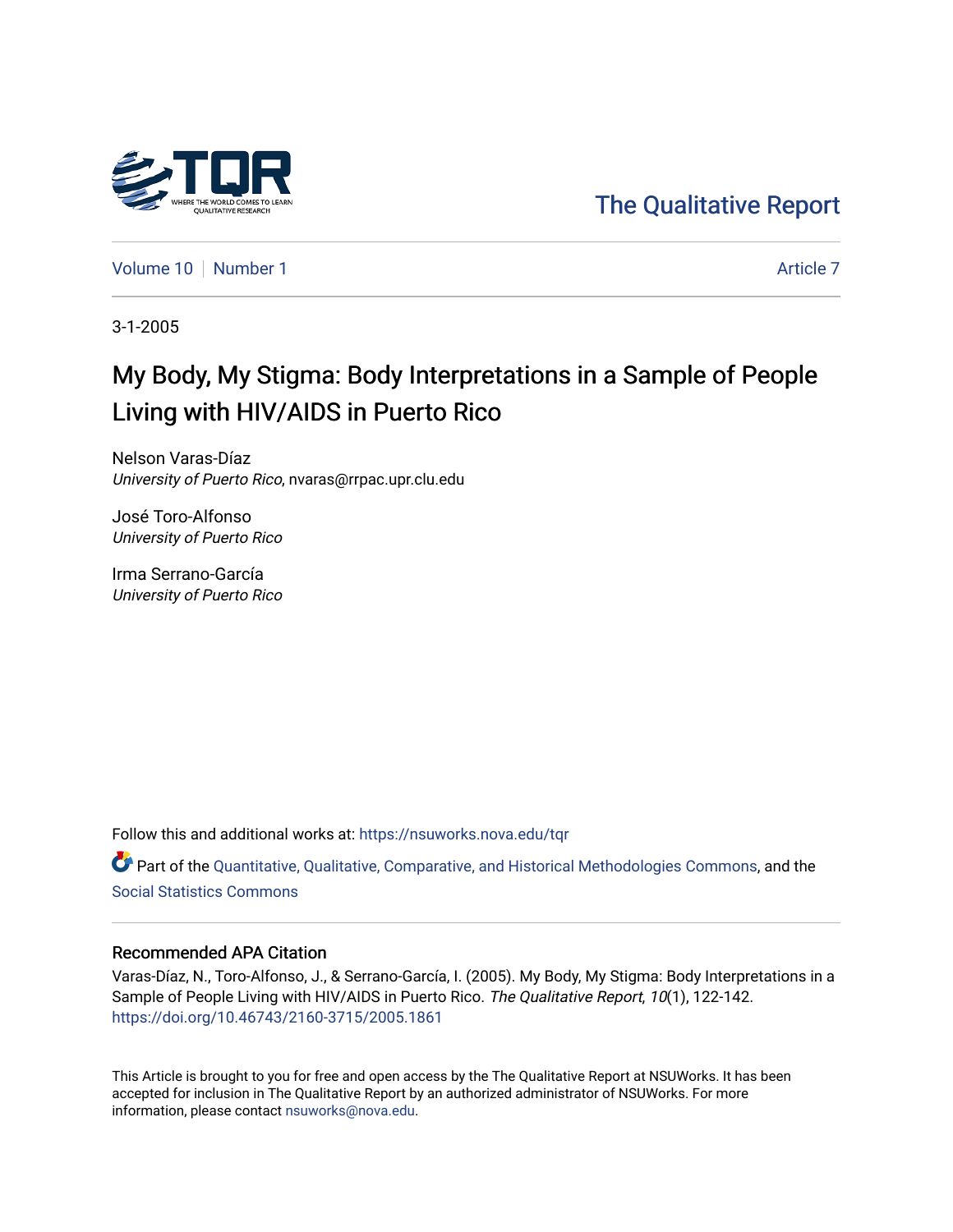The Qualitative Report

Volume 10 | Number 1 | Article 7

3-1-2005

# My Body, My Stigma: Body Interpretations in a Sample of People Living with HIV/AIDS in Puerto Rico

Nelson Varas-Díaz
*University of Puerto Rico*, nvaras@rrpac.upr.clu.edu

José Toro-Alfonso
*University of Puerto Rico*

Irma Serrano-García
*University of Puerto Rico*

Follow this and additional works at: https://nsuworks.nova.edu/tqr

Part of the Quantitative, Qualitative, Comparative, and Historical Methodologies Commons, and the Social Statistics Commons

## Recommended APA Citation

Varas-Díaz, N., Toro-Alfonso, J., & Serrano-García, I. (2005). My Body, My Stigma: Body Interpretations in a Sample of People Living with HIV/AIDS in Puerto Rico. *The Qualitative Report*, *10*(1), 122-142. https://doi.org/10.46743/2160-3715/2005.1861

This Article is brought to you for free and open access by the The Qualitative Report at NSUWorks. It has been accepted for inclusion in The Qualitative Report by an authorized administrator of NSUWorks. For more information, please contact nsuworks@nova.edu.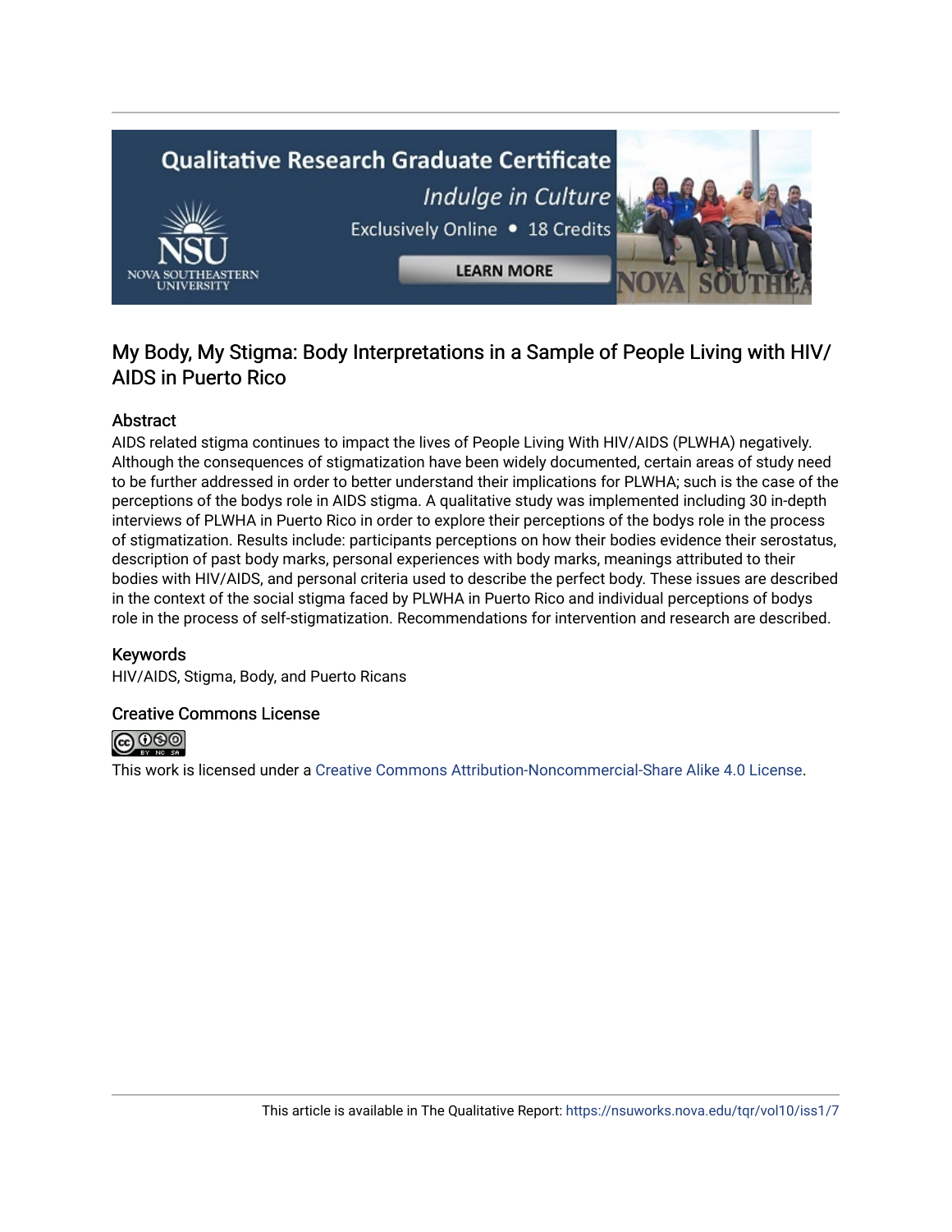# My Body, My Stigma: Body Interpretations in a Sample of People Living with HIV/ AIDS in Puerto Rico

## Abstract

AIDS related stigma continues to impact the lives of People Living With HIV/AIDS (PLWHA) negatively. Although the consequences of stigmatization have been widely documented, certain areas of study need to be further addressed in order to better understand their implications for PLWHA; such is the case of the perceptions of the bodys role in AIDS stigma. A qualitative study was implemented including 30 in-depth interviews of PLWHA in Puerto Rico in order to explore their perceptions of the bodys role in the process of stigmatization. Results include: participants perceptions on how their bodies evidence their serostatus, description of past body marks, personal experiences with body marks, meanings attributed to their bodies with HIV/AIDS, and personal criteria used to describe the perfect body. These issues are described in the context of the social stigma faced by PLWHA in Puerto Rico and individual perceptions of bodys role in the process of self-stigmatization. Recommendations for intervention and research are described.

## Keywords

HIV/AIDS, Stigma, Body, and Puerto Ricans

## Creative Commons License

This work is licensed under a Creative Commons Attribution-Noncommercial-Share Alike 4.0 License.

This article is available in The Qualitative Report: https://nsuworks.nova.edu/tqr/vol10/iss1/7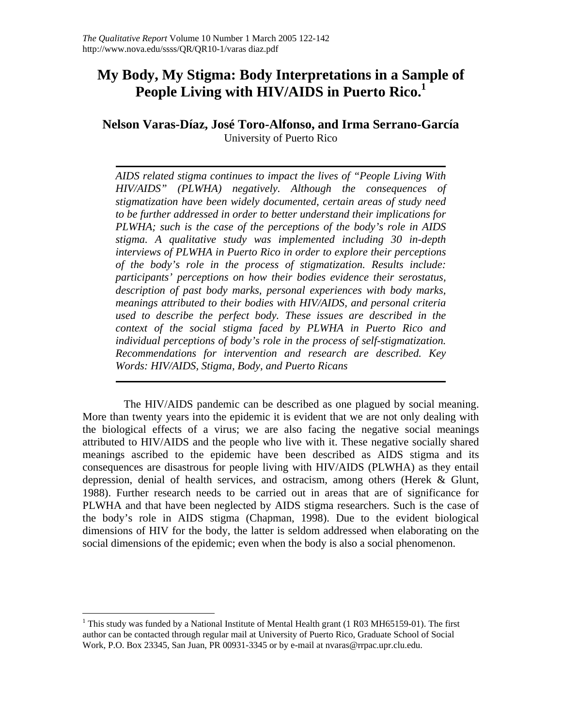# My Body, My Stigma: Body Interpretations in a Sample of People Living with HIV/AIDS in Puerto Rico.[1]

**Nelson Varas-Díaz, José Toro-Alfonso, and Irma Serrano-García**

University of Puerto Rico

---

*AIDS related stigma continues to impact the lives of "People Living With HIV/AIDS" (PLWHA) negatively. Although the consequences of stigmatization have been widely documented, certain areas of study need to be further addressed in order to better understand their implications for PLWHA; such is the case of the perceptions of the body's role in AIDS stigma. A qualitative study was implemented including 30 in-depth interviews of PLWHA in Puerto Rico in order to explore their perceptions of the body's role in the process of stigmatization. Results include: participants' perceptions on how their bodies evidence their serostatus, description of past body marks, personal experiences with body marks, meanings attributed to their bodies with HIV/AIDS, and personal criteria used to describe the perfect body. These issues are described in the context of the social stigma faced by PLWHA in Puerto Rico and individual perceptions of body's role in the process of self-stigmatization. Recommendations for intervention and research are described. Key Words: HIV/AIDS, Stigma, Body, and Puerto Ricans*

---

The HIV/AIDS pandemic can be described as one plagued by social meaning. More than twenty years into the epidemic it is evident that we are not only dealing with the biological effects of a virus; we are also facing the negative social meanings attributed to HIV/AIDS and the people who live with it. These negative socially shared meanings ascribed to the epidemic have been described as AIDS stigma and its consequences are disastrous for people living with HIV/AIDS (PLWHA) as they entail depression, denial of health services, and ostracism, among others (Herek & Glunt, 1988). Further research needs to be carried out in areas that are of significance for PLWHA and that have been neglected by AIDS stigma researchers. Such is the case of the body's role in AIDS stigma (Chapman, 1998). Due to the evident biological dimensions of HIV for the body, the latter is seldom addressed when elaborating on the social dimensions of the epidemic; even when the body is also a social phenomenon.

---

[1] This study was funded by a National Institute of Mental Health grant (1 R03 MH65159-01). The first author can be contacted through regular mail at University of Puerto Rico, Graduate School of Social Work, P.O. Box 23345, San Juan, PR 00931-3345 or by e-mail at nvaras@rrpac.upr.clu.edu.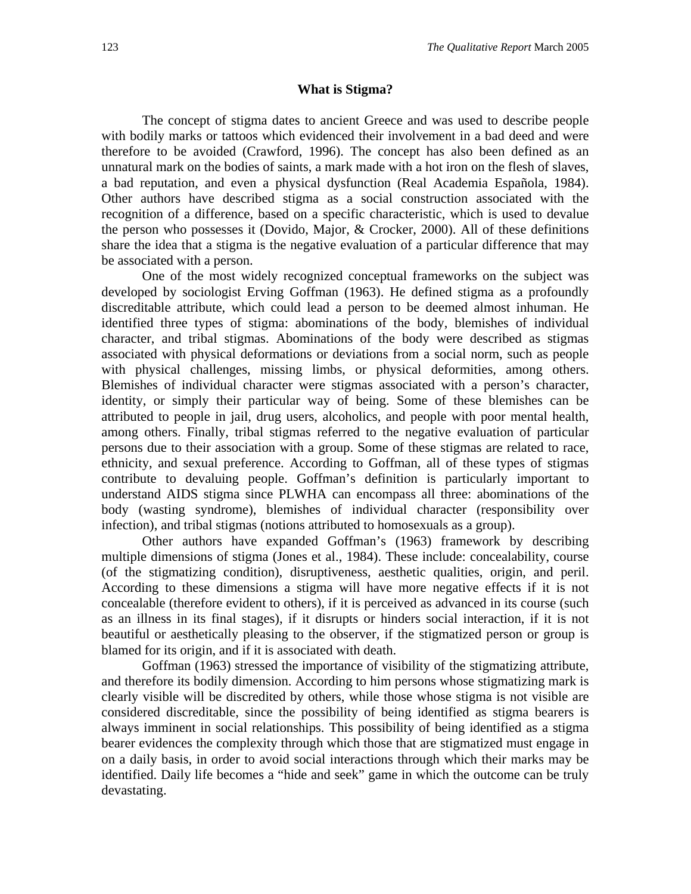## What is Stigma?

The concept of stigma dates to ancient Greece and was used to describe people with bodily marks or tattoos which evidenced their involvement in a bad deed and were therefore to be avoided (Crawford, 1996). The concept has also been defined as an unnatural mark on the bodies of saints, a mark made with a hot iron on the flesh of slaves, a bad reputation, and even a physical dysfunction (Real Academia Española, 1984). Other authors have described stigma as a social construction associated with the recognition of a difference, based on a specific characteristic, which is used to devalue the person who possesses it (Dovido, Major, & Crocker, 2000). All of these definitions share the idea that a stigma is the negative evaluation of a particular difference that may be associated with a person.

One of the most widely recognized conceptual frameworks on the subject was developed by sociologist Erving Goffman (1963). He defined stigma as a profoundly discreditable attribute, which could lead a person to be deemed almost inhuman. He identified three types of stigma: abominations of the body, blemishes of individual character, and tribal stigmas. Abominations of the body were described as stigmas associated with physical deformations or deviations from a social norm, such as people with physical challenges, missing limbs, or physical deformities, among others. Blemishes of individual character were stigmas associated with a person's character, identity, or simply their particular way of being. Some of these blemishes can be attributed to people in jail, drug users, alcoholics, and people with poor mental health, among others. Finally, tribal stigmas referred to the negative evaluation of particular persons due to their association with a group. Some of these stigmas are related to race, ethnicity, and sexual preference. According to Goffman, all of these types of stigmas contribute to devaluing people. Goffman's definition is particularly important to understand AIDS stigma since PLWHA can encompass all three: abominations of the body (wasting syndrome), blemishes of individual character (responsibility over infection), and tribal stigmas (notions attributed to homosexuals as a group).

Other authors have expanded Goffman's (1963) framework by describing multiple dimensions of stigma (Jones et al., 1984). These include: concealability, course (of the stigmatizing condition), disruptiveness, aesthetic qualities, origin, and peril. According to these dimensions a stigma will have more negative effects if it is not concealable (therefore evident to others), if it is perceived as advanced in its course (such as an illness in its final stages), if it disrupts or hinders social interaction, if it is not beautiful or aesthetically pleasing to the observer, if the stigmatized person or group is blamed for its origin, and if it is associated with death.

Goffman (1963) stressed the importance of visibility of the stigmatizing attribute, and therefore its bodily dimension. According to him persons whose stigmatizing mark is clearly visible will be discredited by others, while those whose stigma is not visible are considered discreditable, since the possibility of being identified as stigma bearers is always imminent in social relationships. This possibility of being identified as a stigma bearer evidences the complexity through which those that are stigmatized must engage in on a daily basis, in order to avoid social interactions through which their marks may be identified. Daily life becomes a "hide and seek" game in which the outcome can be truly devastating.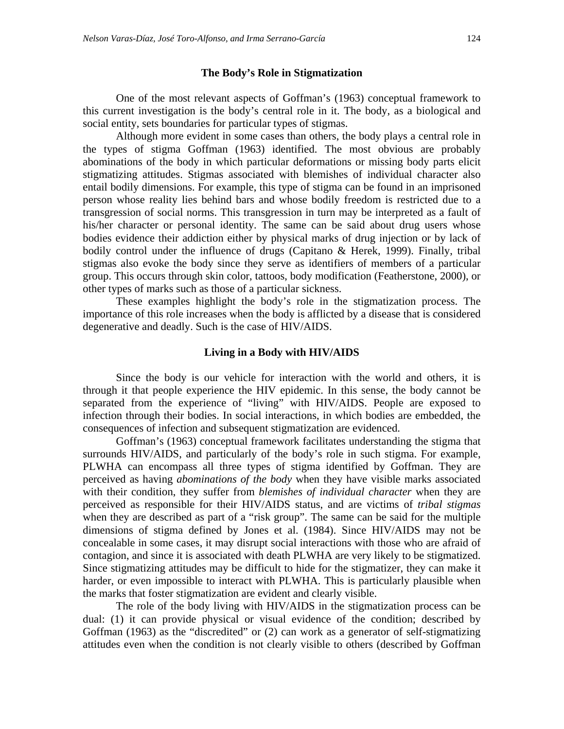## The Body's Role in Stigmatization

One of the most relevant aspects of Goffman's (1963) conceptual framework to this current investigation is the body's central role in it. The body, as a biological and social entity, sets boundaries for particular types of stigmas.

Although more evident in some cases than others, the body plays a central role in the types of stigma Goffman (1963) identified. The most obvious are probably abominations of the body in which particular deformations or missing body parts elicit stigmatizing attitudes. Stigmas associated with blemishes of individual character also entail bodily dimensions. For example, this type of stigma can be found in an imprisoned person whose reality lies behind bars and whose bodily freedom is restricted due to a transgression of social norms. This transgression in turn may be interpreted as a fault of his/her character or personal identity. The same can be said about drug users whose bodies evidence their addiction either by physical marks of drug injection or by lack of bodily control under the influence of drugs (Capitano & Herek, 1999). Finally, tribal stigmas also evoke the body since they serve as identifiers of members of a particular group. This occurs through skin color, tattoos, body modification (Featherstone, 2000), or other types of marks such as those of a particular sickness.

These examples highlight the body's role in the stigmatization process. The importance of this role increases when the body is afflicted by a disease that is considered degenerative and deadly. Such is the case of HIV/AIDS.

## Living in a Body with HIV/AIDS

Since the body is our vehicle for interaction with the world and others, it is through it that people experience the HIV epidemic. In this sense, the body cannot be separated from the experience of "living" with HIV/AIDS. People are exposed to infection through their bodies. In social interactions, in which bodies are embedded, the consequences of infection and subsequent stigmatization are evidenced.

Goffman's (1963) conceptual framework facilitates understanding the stigma that surrounds HIV/AIDS, and particularly of the body's role in such stigma. For example, PLWHA can encompass all three types of stigma identified by Goffman. They are perceived as having *abominations of the body* when they have visible marks associated with their condition, they suffer from *blemishes of individual character* when they are perceived as responsible for their HIV/AIDS status, and are victims of *tribal stigmas* when they are described as part of a "risk group". The same can be said for the multiple dimensions of stigma defined by Jones et al. (1984). Since HIV/AIDS may not be concealable in some cases, it may disrupt social interactions with those who are afraid of contagion, and since it is associated with death PLWHA are very likely to be stigmatized. Since stigmatizing attitudes may be difficult to hide for the stigmatizer, they can make it harder, or even impossible to interact with PLWHA. This is particularly plausible when the marks that foster stigmatization are evident and clearly visible.

The role of the body living with HIV/AIDS in the stigmatization process can be dual: (1) it can provide physical or visual evidence of the condition; described by Goffman (1963) as the "discredited" or (2) can work as a generator of self-stigmatizing attitudes even when the condition is not clearly visible to others (described by Goffman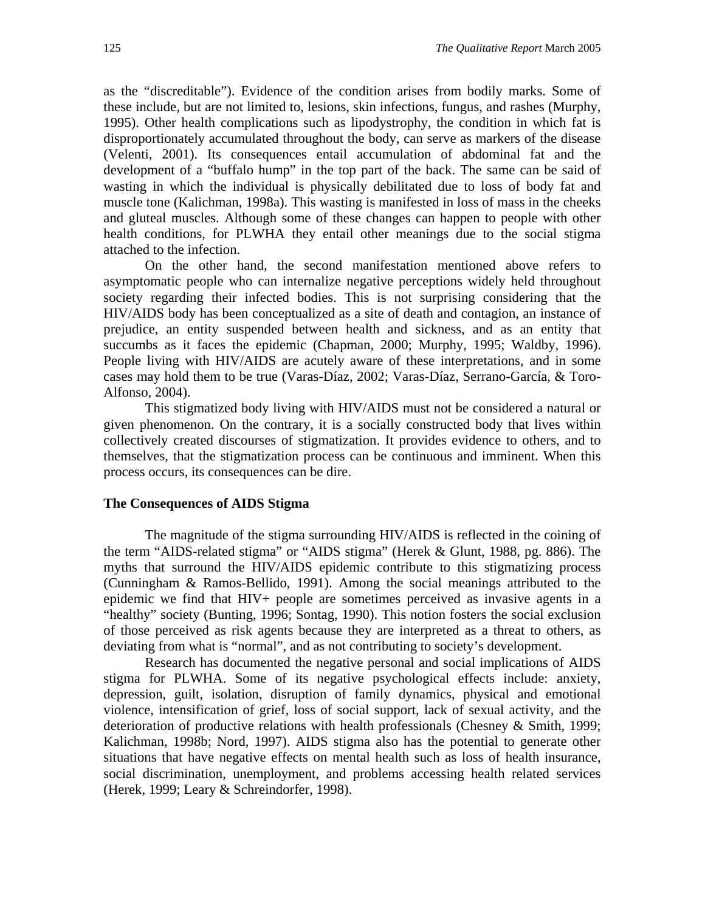as the "discreditable"). Evidence of the condition arises from bodily marks. Some of these include, but are not limited to, lesions, skin infections, fungus, and rashes (Murphy, 1995). Other health complications such as lipodystrophy, the condition in which fat is disproportionately accumulated throughout the body, can serve as markers of the disease (Velenti, 2001). Its consequences entail accumulation of abdominal fat and the development of a "buffalo hump" in the top part of the back. The same can be said of wasting in which the individual is physically debilitated due to loss of body fat and muscle tone (Kalichman, 1998a). This wasting is manifested in loss of mass in the cheeks and gluteal muscles. Although some of these changes can happen to people with other health conditions, for PLWHA they entail other meanings due to the social stigma attached to the infection.

On the other hand, the second manifestation mentioned above refers to asymptomatic people who can internalize negative perceptions widely held throughout society regarding their infected bodies. This is not surprising considering that the HIV/AIDS body has been conceptualized as a site of death and contagion, an instance of prejudice, an entity suspended between health and sickness, and as an entity that succumbs as it faces the epidemic (Chapman, 2000; Murphy, 1995; Waldby, 1996). People living with HIV/AIDS are acutely aware of these interpretations, and in some cases may hold them to be true (Varas-Díaz, 2002; Varas-Díaz, Serrano-García, & Toro-Alfonso, 2004).

This stigmatized body living with HIV/AIDS must not be considered a natural or given phenomenon. On the contrary, it is a socially constructed body that lives within collectively created discourses of stigmatization. It provides evidence to others, and to themselves, that the stigmatization process can be continuous and imminent. When this process occurs, its consequences can be dire.

**The Consequences of AIDS Stigma**

The magnitude of the stigma surrounding HIV/AIDS is reflected in the coining of the term "AIDS-related stigma" or "AIDS stigma" (Herek & Glunt, 1988, pg. 886). The myths that surround the HIV/AIDS epidemic contribute to this stigmatizing process (Cunningham & Ramos-Bellido, 1991). Among the social meanings attributed to the epidemic we find that HIV+ people are sometimes perceived as invasive agents in a "healthy" society (Bunting, 1996; Sontag, 1990). This notion fosters the social exclusion of those perceived as risk agents because they are interpreted as a threat to others, as deviating from what is "normal", and as not contributing to society's development.

Research has documented the negative personal and social implications of AIDS stigma for PLWHA. Some of its negative psychological effects include: anxiety, depression, guilt, isolation, disruption of family dynamics, physical and emotional violence, intensification of grief, loss of social support, lack of sexual activity, and the deterioration of productive relations with health professionals (Chesney & Smith, 1999; Kalichman, 1998b; Nord, 1997). AIDS stigma also has the potential to generate other situations that have negative effects on mental health such as loss of health insurance, social discrimination, unemployment, and problems accessing health related services (Herek, 1999; Leary & Schreindorfer, 1998).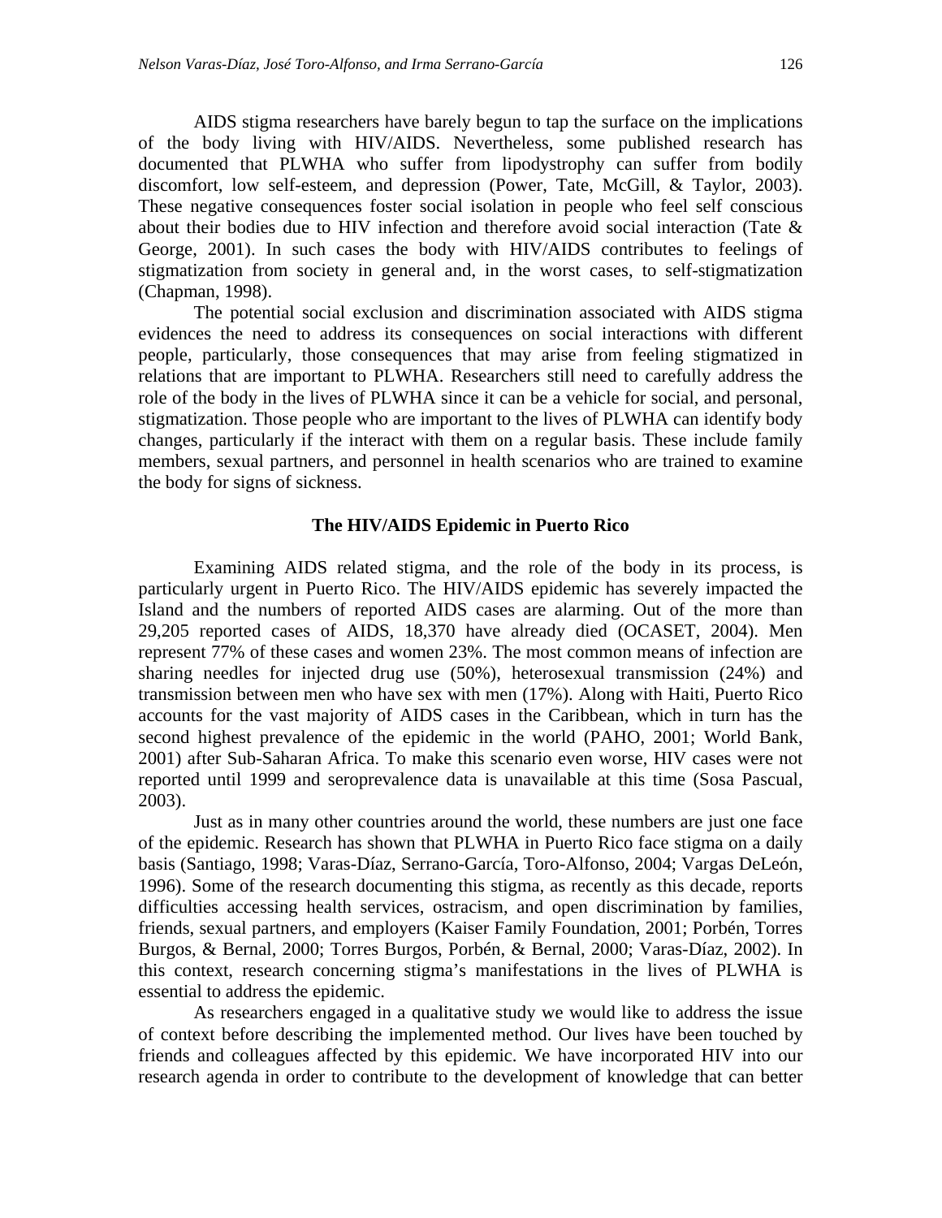AIDS stigma researchers have barely begun to tap the surface on the implications of the body living with HIV/AIDS. Nevertheless, some published research has documented that PLWHA who suffer from lipodystrophy can suffer from bodily discomfort, low self-esteem, and depression (Power, Tate, McGill, & Taylor, 2003). These negative consequences foster social isolation in people who feel self conscious about their bodies due to HIV infection and therefore avoid social interaction (Tate & George, 2001). In such cases the body with HIV/AIDS contributes to feelings of stigmatization from society in general and, in the worst cases, to self-stigmatization (Chapman, 1998).

The potential social exclusion and discrimination associated with AIDS stigma evidences the need to address its consequences on social interactions with different people, particularly, those consequences that may arise from feeling stigmatized in relations that are important to PLWHA. Researchers still need to carefully address the role of the body in the lives of PLWHA since it can be a vehicle for social, and personal, stigmatization. Those people who are important to the lives of PLWHA can identify body changes, particularly if the interact with them on a regular basis. These include family members, sexual partners, and personnel in health scenarios who are trained to examine the body for signs of sickness.

## The HIV/AIDS Epidemic in Puerto Rico

Examining AIDS related stigma, and the role of the body in its process, is particularly urgent in Puerto Rico. The HIV/AIDS epidemic has severely impacted the Island and the numbers of reported AIDS cases are alarming. Out of the more than 29,205 reported cases of AIDS, 18,370 have already died (OCASET, 2004). Men represent 77% of these cases and women 23%. The most common means of infection are sharing needles for injected drug use (50%), heterosexual transmission (24%) and transmission between men who have sex with men (17%). Along with Haiti, Puerto Rico accounts for the vast majority of AIDS cases in the Caribbean, which in turn has the second highest prevalence of the epidemic in the world (PAHO, 2001; World Bank, 2001) after Sub-Saharan Africa. To make this scenario even worse, HIV cases were not reported until 1999 and seroprevalence data is unavailable at this time (Sosa Pascual, 2003).

Just as in many other countries around the world, these numbers are just one face of the epidemic. Research has shown that PLWHA in Puerto Rico face stigma on a daily basis (Santiago, 1998; Varas-Díaz, Serrano-García, Toro-Alfonso, 2004; Vargas DeLeón, 1996). Some of the research documenting this stigma, as recently as this decade, reports difficulties accessing health services, ostracism, and open discrimination by families, friends, sexual partners, and employers (Kaiser Family Foundation, 2001; Porbén, Torres Burgos, & Bernal, 2000; Torres Burgos, Porbén, & Bernal, 2000; Varas-Díaz, 2002). In this context, research concerning stigma's manifestations in the lives of PLWHA is essential to address the epidemic.

As researchers engaged in a qualitative study we would like to address the issue of context before describing the implemented method. Our lives have been touched by friends and colleagues affected by this epidemic. We have incorporated HIV into our research agenda in order to contribute to the development of knowledge that can better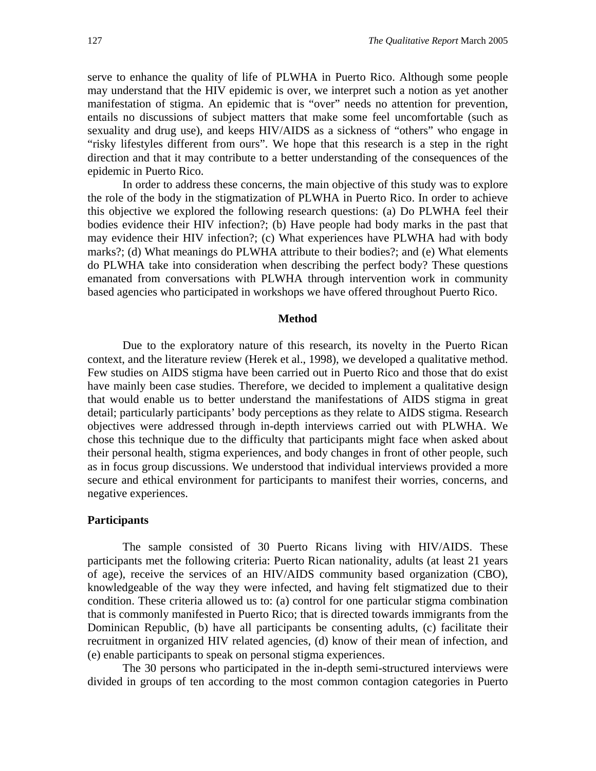serve to enhance the quality of life of PLWHA in Puerto Rico. Although some people may understand that the HIV epidemic is over, we interpret such a notion as yet another manifestation of stigma. An epidemic that is "over" needs no attention for prevention, entails no discussions of subject matters that make some feel uncomfortable (such as sexuality and drug use), and keeps HIV/AIDS as a sickness of "others" who engage in "risky lifestyles different from ours". We hope that this research is a step in the right direction and that it may contribute to a better understanding of the consequences of the epidemic in Puerto Rico.

In order to address these concerns, the main objective of this study was to explore the role of the body in the stigmatization of PLWHA in Puerto Rico. In order to achieve this objective we explored the following research questions: (a) Do PLWHA feel their bodies evidence their HIV infection?; (b) Have people had body marks in the past that may evidence their HIV infection?; (c) What experiences have PLWHA had with body marks?; (d) What meanings do PLWHA attribute to their bodies?; and (e) What elements do PLWHA take into consideration when describing the perfect body? These questions emanated from conversations with PLWHA through intervention work in community based agencies who participated in workshops we have offered throughout Puerto Rico.

## Method

Due to the exploratory nature of this research, its novelty in the Puerto Rican context, and the literature review (Herek et al., 1998), we developed a qualitative method. Few studies on AIDS stigma have been carried out in Puerto Rico and those that do exist have mainly been case studies. Therefore, we decided to implement a qualitative design that would enable us to better understand the manifestations of AIDS stigma in great detail; particularly participants' body perceptions as they relate to AIDS stigma. Research objectives were addressed through in-depth interviews carried out with PLWHA. We chose this technique due to the difficulty that participants might face when asked about their personal health, stigma experiences, and body changes in front of other people, such as in focus group discussions. We understood that individual interviews provided a more secure and ethical environment for participants to manifest their worries, concerns, and negative experiences.

### Participants

The sample consisted of 30 Puerto Ricans living with HIV/AIDS. These participants met the following criteria: Puerto Rican nationality, adults (at least 21 years of age), receive the services of an HIV/AIDS community based organization (CBO), knowledgeable of the way they were infected, and having felt stigmatized due to their condition. These criteria allowed us to: (a) control for one particular stigma combination that is commonly manifested in Puerto Rico; that is directed towards immigrants from the Dominican Republic, (b) have all participants be consenting adults, (c) facilitate their recruitment in organized HIV related agencies, (d) know of their mean of infection, and (e) enable participants to speak on personal stigma experiences.

The 30 persons who participated in the in-depth semi-structured interviews were divided in groups of ten according to the most common contagion categories in Puerto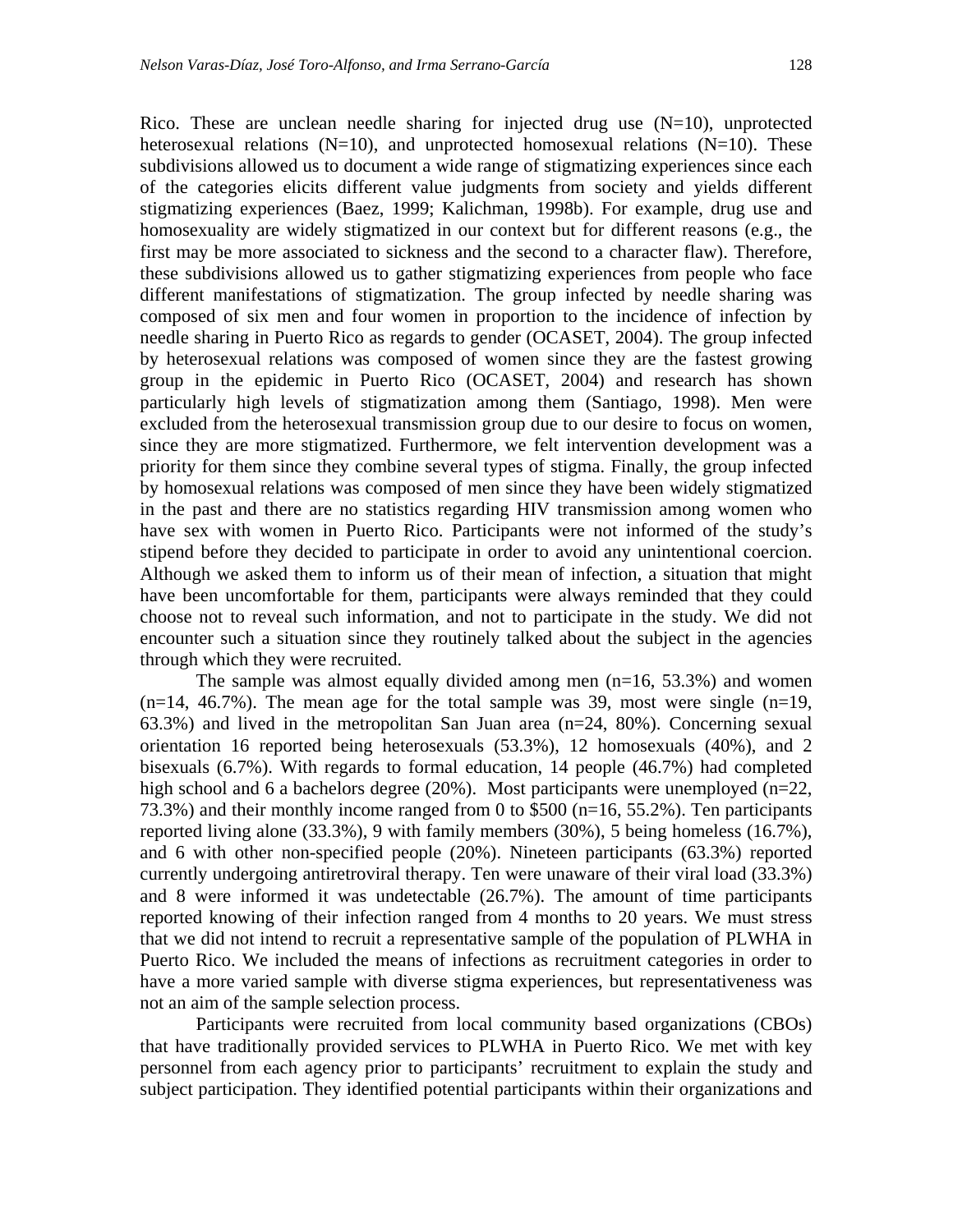Rico. These are unclean needle sharing for injected drug use (N=10), unprotected heterosexual relations (N=10), and unprotected homosexual relations (N=10). These subdivisions allowed us to document a wide range of stigmatizing experiences since each of the categories elicits different value judgments from society and yields different stigmatizing experiences (Baez, 1999; Kalichman, 1998b). For example, drug use and homosexuality are widely stigmatized in our context but for different reasons (e.g., the first may be more associated to sickness and the second to a character flaw). Therefore, these subdivisions allowed us to gather stigmatizing experiences from people who face different manifestations of stigmatization. The group infected by needle sharing was composed of six men and four women in proportion to the incidence of infection by needle sharing in Puerto Rico as regards to gender (OCASET, 2004). The group infected by heterosexual relations was composed of women since they are the fastest growing group in the epidemic in Puerto Rico (OCASET, 2004) and research has shown particularly high levels of stigmatization among them (Santiago, 1998). Men were excluded from the heterosexual transmission group due to our desire to focus on women, since they are more stigmatized. Furthermore, we felt intervention development was a priority for them since they combine several types of stigma. Finally, the group infected by homosexual relations was composed of men since they have been widely stigmatized in the past and there are no statistics regarding HIV transmission among women who have sex with women in Puerto Rico. Participants were not informed of the study's stipend before they decided to participate in order to avoid any unintentional coercion. Although we asked them to inform us of their mean of infection, a situation that might have been uncomfortable for them, participants were always reminded that they could choose not to reveal such information, and not to participate in the study. We did not encounter such a situation since they routinely talked about the subject in the agencies through which they were recruited.

The sample was almost equally divided among men (n=16, 53.3%) and women (n=14, 46.7%). The mean age for the total sample was 39, most were single (n=19, 63.3%) and lived in the metropolitan San Juan area (n=24, 80%). Concerning sexual orientation 16 reported being heterosexuals (53.3%), 12 homosexuals (40%), and 2 bisexuals (6.7%). With regards to formal education, 14 people (46.7%) had completed high school and 6 a bachelors degree (20%). Most participants were unemployed (n=22, 73.3%) and their monthly income ranged from 0 to $500 (n=16, 55.2%). Ten participants reported living alone (33.3%), 9 with family members (30%), 5 being homeless (16.7%), and 6 with other non-specified people (20%). Nineteen participants (63.3%) reported currently undergoing antiretroviral therapy. Ten were unaware of their viral load (33.3%) and 8 were informed it was undetectable (26.7%). The amount of time participants reported knowing of their infection ranged from 4 months to 20 years. We must stress that we did not intend to recruit a representative sample of the population of PLWHA in Puerto Rico. We included the means of infections as recruitment categories in order to have a more varied sample with diverse stigma experiences, but representativeness was not an aim of the sample selection process.

Participants were recruited from local community based organizations (CBOs) that have traditionally provided services to PLWHA in Puerto Rico. We met with key personnel from each agency prior to participants' recruitment to explain the study and subject participation. They identified potential participants within their organizations and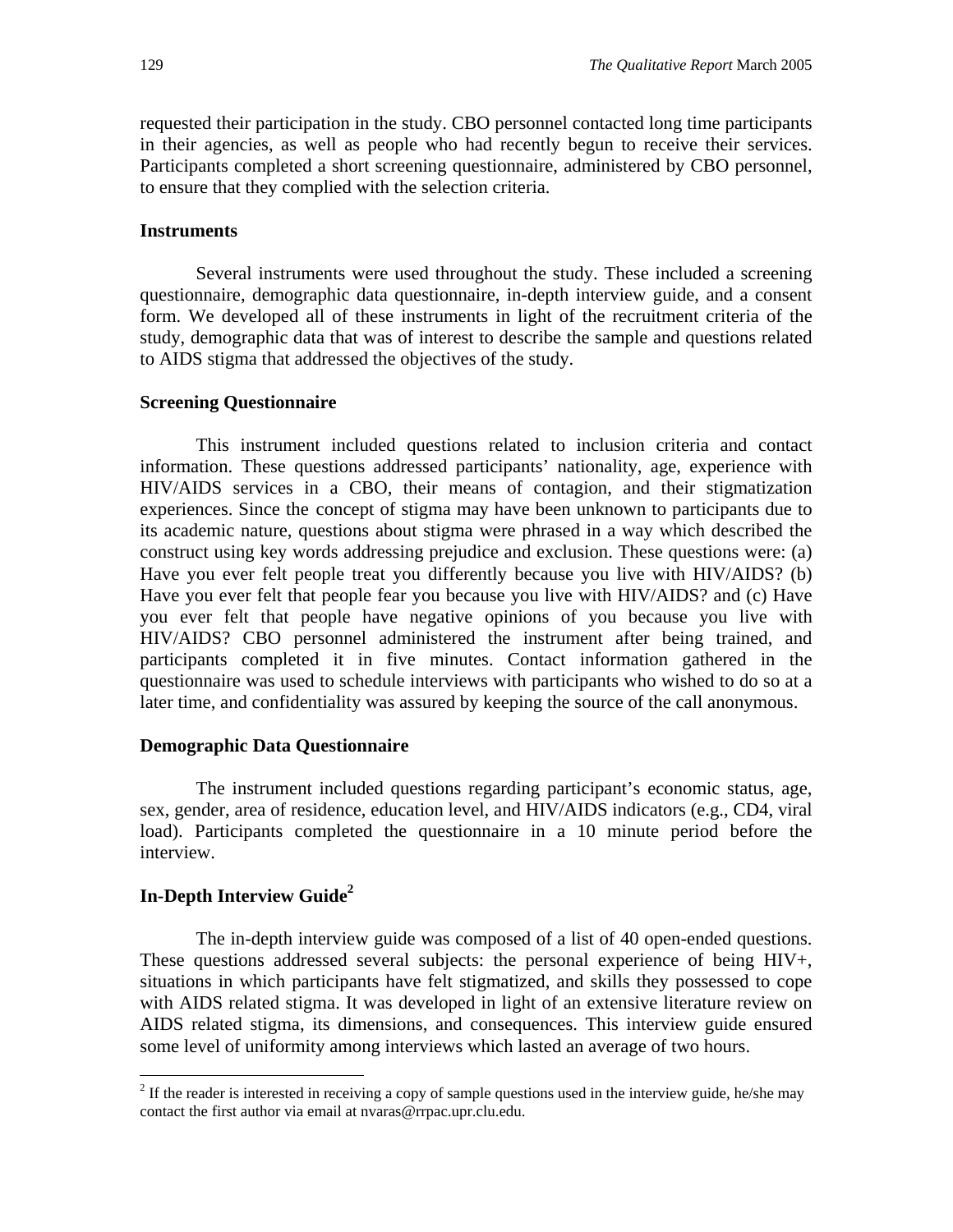requested their participation in the study. CBO personnel contacted long time participants in their agencies, as well as people who had recently begun to receive their services. Participants completed a short screening questionnaire, administered by CBO personnel, to ensure that they complied with the selection criteria.

### Instruments

Several instruments were used throughout the study. These included a screening questionnaire, demographic data questionnaire, in-depth interview guide, and a consent form. We developed all of these instruments in light of the recruitment criteria of the study, demographic data that was of interest to describe the sample and questions related to AIDS stigma that addressed the objectives of the study.

### Screening Questionnaire

This instrument included questions related to inclusion criteria and contact information. These questions addressed participants' nationality, age, experience with HIV/AIDS services in a CBO, their means of contagion, and their stigmatization experiences. Since the concept of stigma may have been unknown to participants due to its academic nature, questions about stigma were phrased in a way which described the construct using key words addressing prejudice and exclusion. These questions were: (a) Have you ever felt people treat you differently because you live with HIV/AIDS? (b) Have you ever felt that people fear you because you live with HIV/AIDS? and (c) Have you ever felt that people have negative opinions of you because you live with HIV/AIDS? CBO personnel administered the instrument after being trained, and participants completed it in five minutes. Contact information gathered in the questionnaire was used to schedule interviews with participants who wished to do so at a later time, and confidentiality was assured by keeping the source of the call anonymous.

### Demographic Data Questionnaire

The instrument included questions regarding participant's economic status, age, sex, gender, area of residence, education level, and HIV/AIDS indicators (e.g., CD4, viral load). Participants completed the questionnaire in a 10 minute period before the interview.

### In-Depth Interview Guide[2]

The in-depth interview guide was composed of a list of 40 open-ended questions. These questions addressed several subjects: the personal experience of being HIV+, situations in which participants have felt stigmatized, and skills they possessed to cope with AIDS related stigma. It was developed in light of an extensive literature review on AIDS related stigma, its dimensions, and consequences. This interview guide ensured some level of uniformity among interviews which lasted an average of two hours.

---

[2] If the reader is interested in receiving a copy of sample questions used in the interview guide, he/she may contact the first author via email at nvaras@rrpac.upr.clu.edu.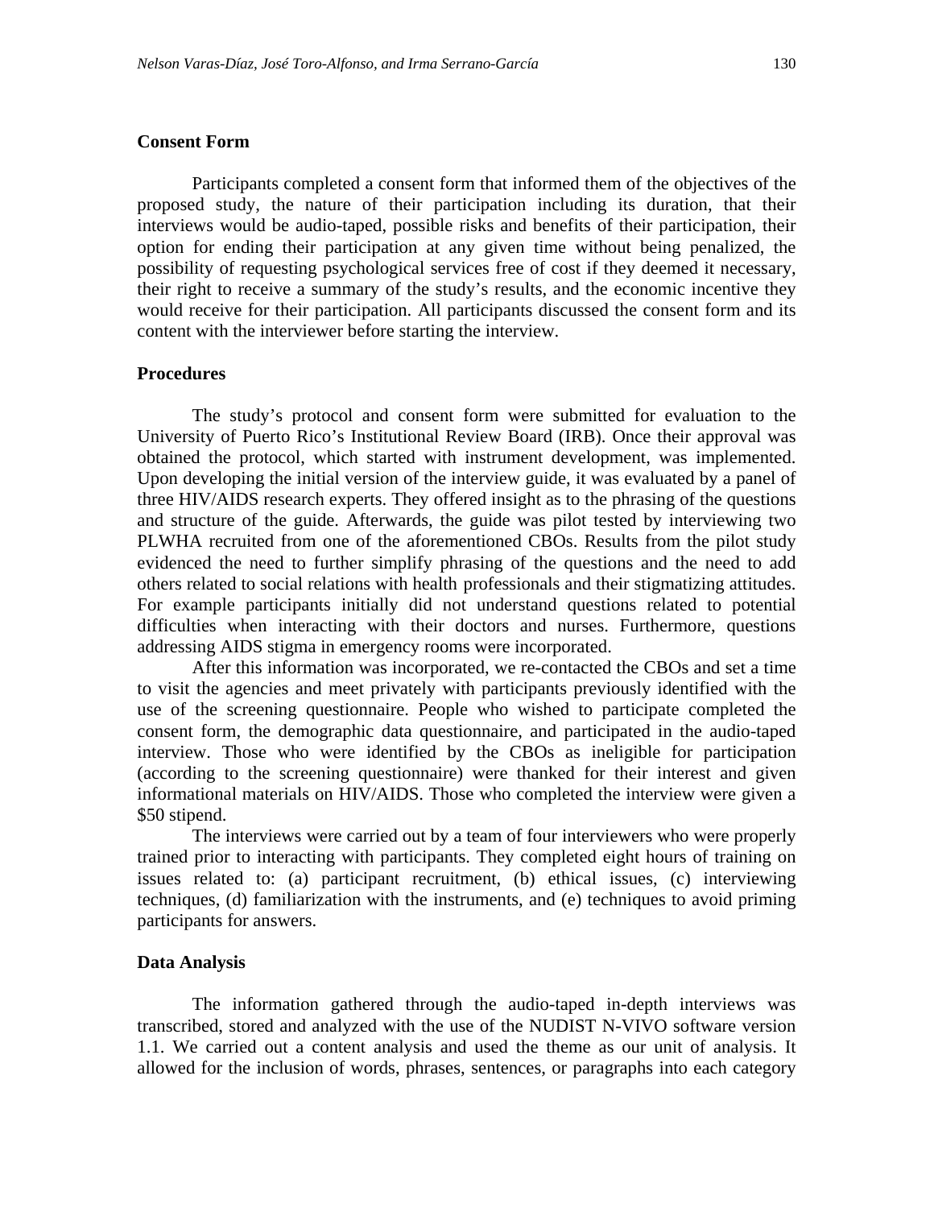### Consent Form

Participants completed a consent form that informed them of the objectives of the proposed study, the nature of their participation including its duration, that their interviews would be audio-taped, possible risks and benefits of their participation, their option for ending their participation at any given time without being penalized, the possibility of requesting psychological services free of cost if they deemed it necessary, their right to receive a summary of the study's results, and the economic incentive they would receive for their participation. All participants discussed the consent form and its content with the interviewer before starting the interview.

### Procedures

The study's protocol and consent form were submitted for evaluation to the University of Puerto Rico's Institutional Review Board (IRB). Once their approval was obtained the protocol, which started with instrument development, was implemented. Upon developing the initial version of the interview guide, it was evaluated by a panel of three HIV/AIDS research experts. They offered insight as to the phrasing of the questions and structure of the guide. Afterwards, the guide was pilot tested by interviewing two PLWHA recruited from one of the aforementioned CBOs. Results from the pilot study evidenced the need to further simplify phrasing of the questions and the need to add others related to social relations with health professionals and their stigmatizing attitudes. For example participants initially did not understand questions related to potential difficulties when interacting with their doctors and nurses. Furthermore, questions addressing AIDS stigma in emergency rooms were incorporated.

After this information was incorporated, we re-contacted the CBOs and set a time to visit the agencies and meet privately with participants previously identified with the use of the screening questionnaire. People who wished to participate completed the consent form, the demographic data questionnaire, and participated in the audio-taped interview. Those who were identified by the CBOs as ineligible for participation (according to the screening questionnaire) were thanked for their interest and given informational materials on HIV/AIDS. Those who completed the interview were given a $50 stipend.

The interviews were carried out by a team of four interviewers who were properly trained prior to interacting with participants. They completed eight hours of training on issues related to: (a) participant recruitment, (b) ethical issues, (c) interviewing techniques, (d) familiarization with the instruments, and (e) techniques to avoid priming participants for answers.

### Data Analysis

The information gathered through the audio-taped in-depth interviews was transcribed, stored and analyzed with the use of the NUDIST N-VIVO software version 1.1. We carried out a content analysis and used the theme as our unit of analysis. It allowed for the inclusion of words, phrases, sentences, or paragraphs into each category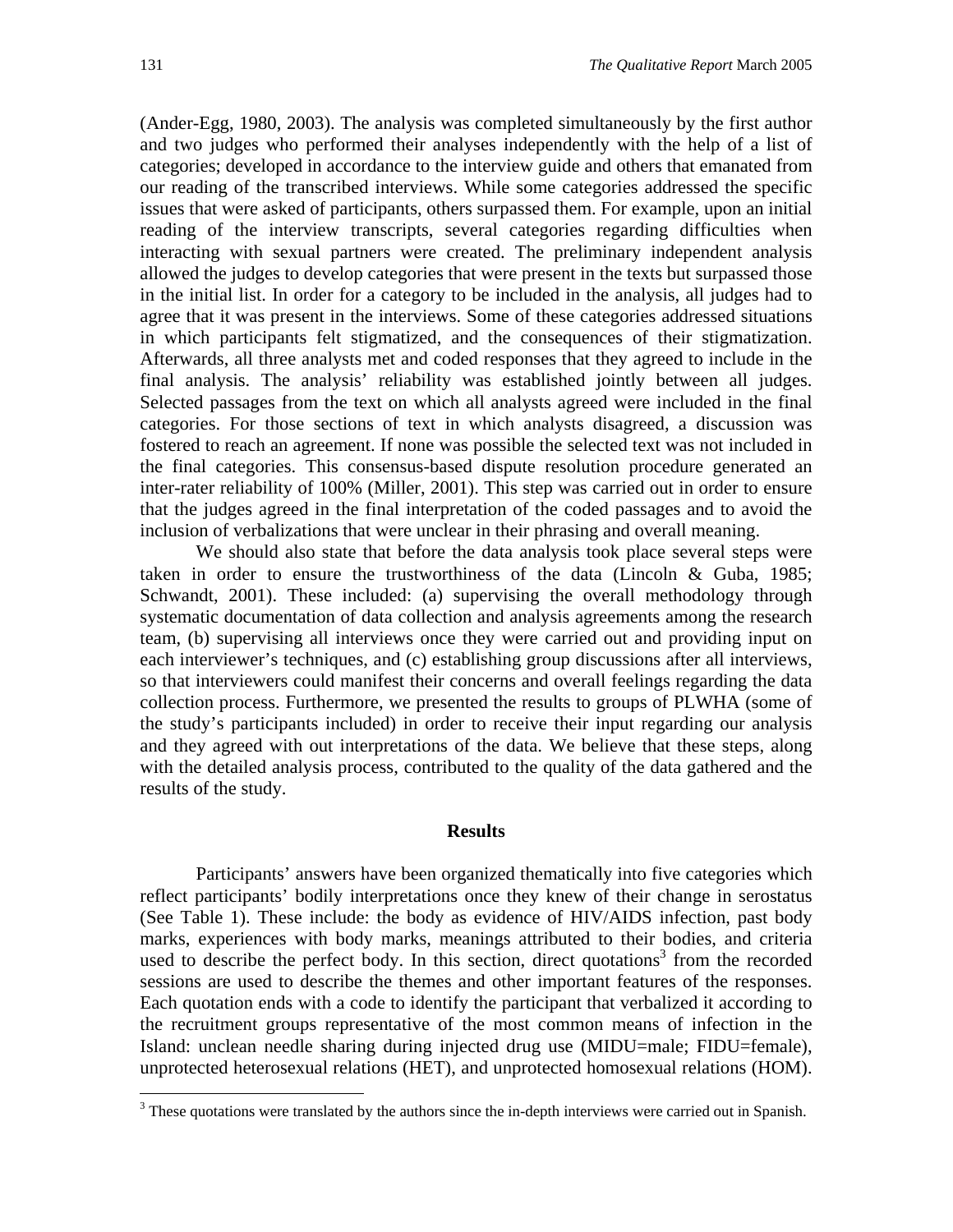(Ander-Egg, 1980, 2003). The analysis was completed simultaneously by the first author and two judges who performed their analyses independently with the help of a list of categories; developed in accordance to the interview guide and others that emanated from our reading of the transcribed interviews. While some categories addressed the specific issues that were asked of participants, others surpassed them. For example, upon an initial reading of the interview transcripts, several categories regarding difficulties when interacting with sexual partners were created. The preliminary independent analysis allowed the judges to develop categories that were present in the texts but surpassed those in the initial list. In order for a category to be included in the analysis, all judges had to agree that it was present in the interviews. Some of these categories addressed situations in which participants felt stigmatized, and the consequences of their stigmatization. Afterwards, all three analysts met and coded responses that they agreed to include in the final analysis. The analysis' reliability was established jointly between all judges. Selected passages from the text on which all analysts agreed were included in the final categories. For those sections of text in which analysts disagreed, a discussion was fostered to reach an agreement. If none was possible the selected text was not included in the final categories. This consensus-based dispute resolution procedure generated an inter-rater reliability of 100% (Miller, 2001). This step was carried out in order to ensure that the judges agreed in the final interpretation of the coded passages and to avoid the inclusion of verbalizations that were unclear in their phrasing and overall meaning.

We should also state that before the data analysis took place several steps were taken in order to ensure the trustworthiness of the data (Lincoln & Guba, 1985; Schwandt, 2001). These included: (a) supervising the overall methodology through systematic documentation of data collection and analysis agreements among the research team, (b) supervising all interviews once they were carried out and providing input on each interviewer's techniques, and (c) establishing group discussions after all interviews, so that interviewers could manifest their concerns and overall feelings regarding the data collection process. Furthermore, we presented the results to groups of PLWHA (some of the study's participants included) in order to receive their input regarding our analysis and they agreed with out interpretations of the data. We believe that these steps, along with the detailed analysis process, contributed to the quality of the data gathered and the results of the study.

## Results

Participants' answers have been organized thematically into five categories which reflect participants' bodily interpretations once they knew of their change in serostatus (See Table 1). These include: the body as evidence of HIV/AIDS infection, past body marks, experiences with body marks, meanings attributed to their bodies, and criteria used to describe the perfect body. In this section, direct quotations[3] from the recorded sessions are used to describe the themes and other important features of the responses. Each quotation ends with a code to identify the participant that verbalized it according to the recruitment groups representative of the most common means of infection in the Island: unclean needle sharing during injected drug use (MIDU=male; FIDU=female), unprotected heterosexual relations (HET), and unprotected homosexual relations (HOM).

[3] These quotations were translated by the authors since the in-depth interviews were carried out in Spanish.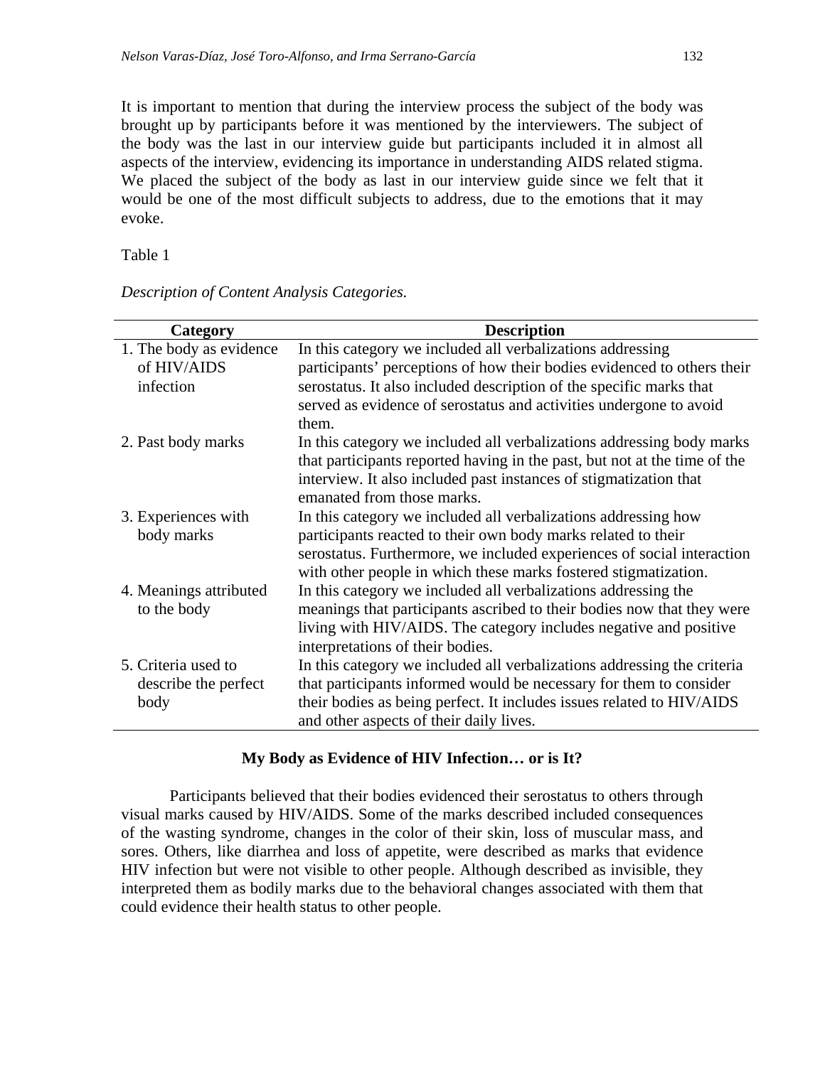It is important to mention that during the interview process the subject of the body was brought up by participants before it was mentioned by the interviewers. The subject of the body was the last in our interview guide but participants included it in almost all aspects of the interview, evidencing its importance in understanding AIDS related stigma. We placed the subject of the body as last in our interview guide since we felt that it would be one of the most difficult subjects to address, due to the emotions that it may evoke.

Table 1

*Description of Content Analysis Categories.*

| Category | Description |
|---|---|
| 1. The body as evidence of HIV/AIDS infection | In this category we included all verbalizations addressing participants' perceptions of how their bodies evidenced to others their serostatus. It also included description of the specific marks that served as evidence of serostatus and activities undergone to avoid them. |
| 2. Past body marks | In this category we included all verbalizations addressing body marks that participants reported having in the past, but not at the time of the interview. It also included past instances of stigmatization that emanated from those marks. |
| 3. Experiences with body marks | In this category we included all verbalizations addressing how participants reacted to their own body marks related to their serostatus. Furthermore, we included experiences of social interaction with other people in which these marks fostered stigmatization. |
| 4. Meanings attributed to the body | In this category we included all verbalizations addressing the meanings that participants ascribed to their bodies now that they were living with HIV/AIDS. The category includes negative and positive interpretations of their bodies. |
| 5. Criteria used to describe the perfect body | In this category we included all verbalizations addressing the criteria that participants informed would be necessary for them to consider their bodies as being perfect. It includes issues related to HIV/AIDS and other aspects of their daily lives. |

## My Body as Evidence of HIV Infection… or is It?

Participants believed that their bodies evidenced their serostatus to others through visual marks caused by HIV/AIDS. Some of the marks described included consequences of the wasting syndrome, changes in the color of their skin, loss of muscular mass, and sores. Others, like diarrhea and loss of appetite, were described as marks that evidence HIV infection but were not visible to other people. Although described as invisible, they interpreted them as bodily marks due to the behavioral changes associated with them that could evidence their health status to other people.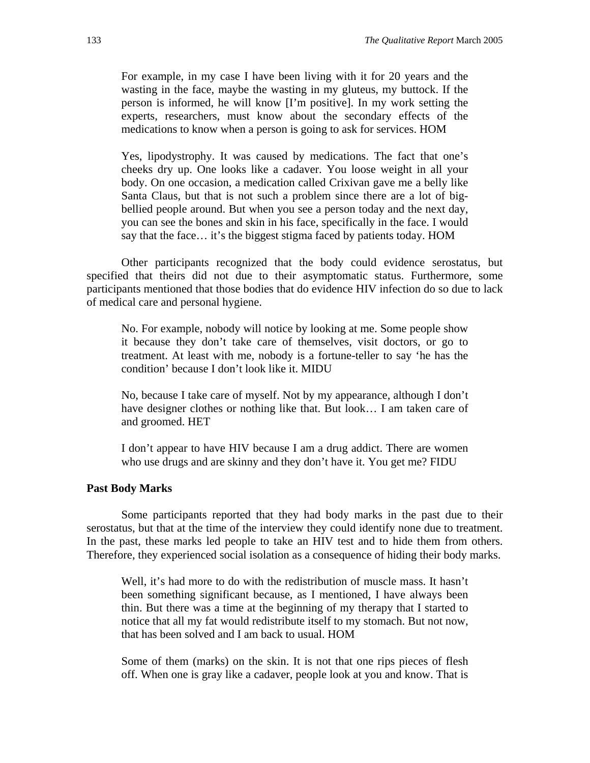> For example, in my case I have been living with it for 20 years and the wasting in the face, maybe the wasting in my gluteus, my buttock. If the person is informed, he will know [I'm positive]. In my work setting the experts, researchers, must know about the secondary effects of the medications to know when a person is going to ask for services. HOM

> Yes, lipodystrophy. It was caused by medications. The fact that one's cheeks dry up. One looks like a cadaver. You loose weight in all your body. On one occasion, a medication called Crixivan gave me a belly like Santa Claus, but that is not such a problem since there are a lot of big-bellied people around. But when you see a person today and the next day, you can see the bones and skin in his face, specifically in the face. I would say that the face… it's the biggest stigma faced by patients today. HOM

Other participants recognized that the body could evidence serostatus, but specified that theirs did not due to their asymptomatic status. Furthermore, some participants mentioned that those bodies that do evidence HIV infection do so due to lack of medical care and personal hygiene.

> No. For example, nobody will notice by looking at me. Some people show it because they don't take care of themselves, visit doctors, or go to treatment. At least with me, nobody is a fortune-teller to say 'he has the condition' because I don't look like it. MIDU

> No, because I take care of myself. Not by my appearance, although I don't have designer clothes or nothing like that. But look… I am taken care of and groomed. HET

> I don't appear to have HIV because I am a drug addict. There are women who use drugs and are skinny and they don't have it. You get me? FIDU

**Past Body Marks**

Some participants reported that they had body marks in the past due to their serostatus, but that at the time of the interview they could identify none due to treatment. In the past, these marks led people to take an HIV test and to hide them from others. Therefore, they experienced social isolation as a consequence of hiding their body marks.

> Well, it's had more to do with the redistribution of muscle mass. It hasn't been something significant because, as I mentioned, I have always been thin. But there was a time at the beginning of my therapy that I started to notice that all my fat would redistribute itself to my stomach. But not now, that has been solved and I am back to usual. HOM

> Some of them (marks) on the skin. It is not that one rips pieces of flesh off. When one is gray like a cadaver, people look at you and know. That is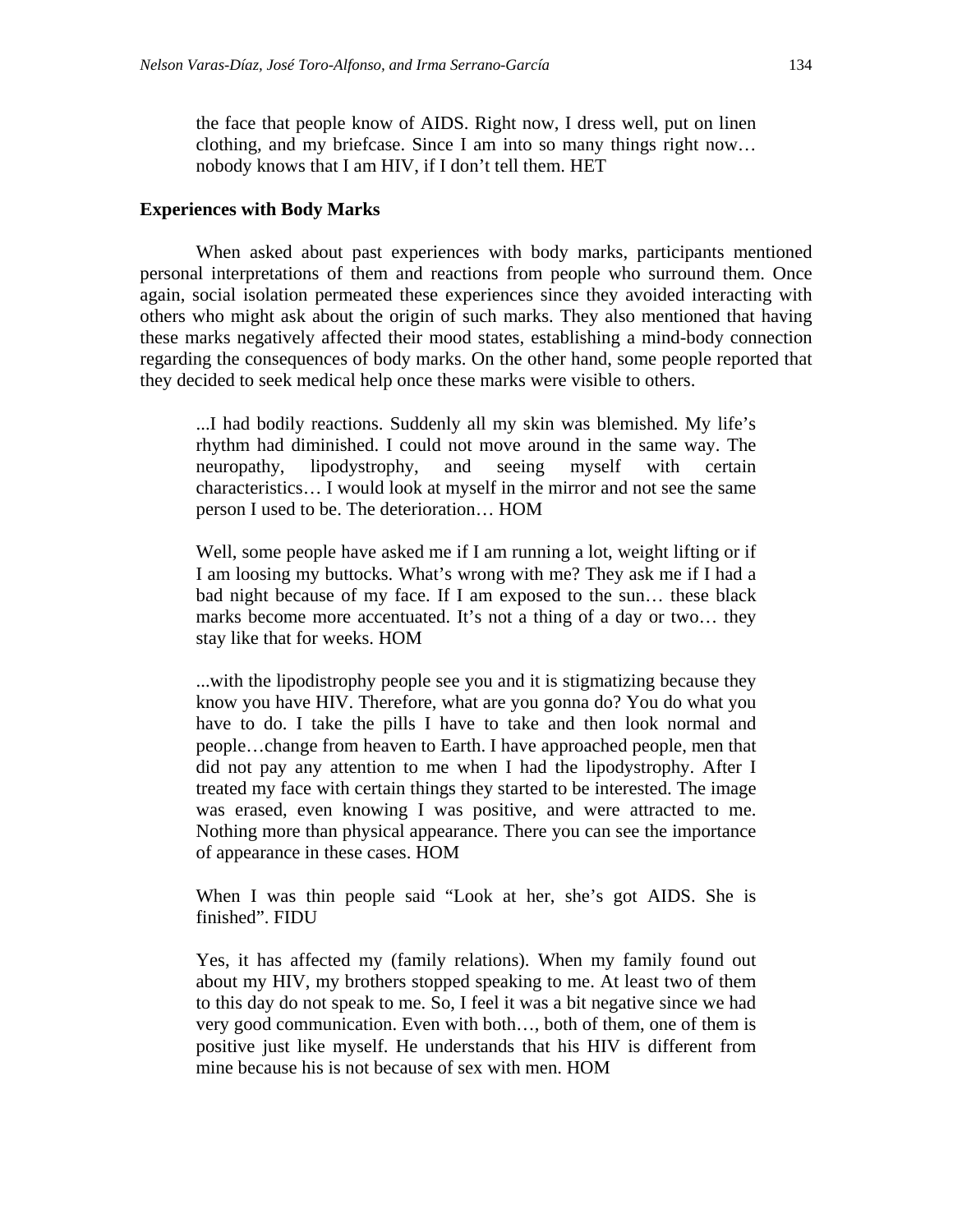> the face that people know of AIDS. Right now, I dress well, put on linen clothing, and my briefcase. Since I am into so many things right now… nobody knows that I am HIV, if I don't tell them. HET

**Experiences with Body Marks**

When asked about past experiences with body marks, participants mentioned personal interpretations of them and reactions from people who surround them. Once again, social isolation permeated these experiences since they avoided interacting with others who might ask about the origin of such marks. They also mentioned that having these marks negatively affected their mood states, establishing a mind-body connection regarding the consequences of body marks. On the other hand, some people reported that they decided to seek medical help once these marks were visible to others.

> ...I had bodily reactions. Suddenly all my skin was blemished. My life's rhythm had diminished. I could not move around in the same way. The neuropathy, lipodystrophy, and seeing myself with certain characteristics… I would look at myself in the mirror and not see the same person I used to be. The deterioration… HOM

> Well, some people have asked me if I am running a lot, weight lifting or if I am loosing my buttocks. What's wrong with me? They ask me if I had a bad night because of my face. If I am exposed to the sun… these black marks become more accentuated. It's not a thing of a day or two… they stay like that for weeks. HOM

> ...with the lipodistrophy people see you and it is stigmatizing because they know you have HIV. Therefore, what are you gonna do? You do what you have to do. I take the pills I have to take and then look normal and people…change from heaven to Earth. I have approached people, men that did not pay any attention to me when I had the lipodystrophy. After I treated my face with certain things they started to be interested. The image was erased, even knowing I was positive, and were attracted to me. Nothing more than physical appearance. There you can see the importance of appearance in these cases. HOM

> When I was thin people said "Look at her, she's got AIDS. She is finished". FIDU

> Yes, it has affected my (family relations). When my family found out about my HIV, my brothers stopped speaking to me. At least two of them to this day do not speak to me. So, I feel it was a bit negative since we had very good communication. Even with both…, both of them, one of them is positive just like myself. He understands that his HIV is different from mine because his is not because of sex with men. HOM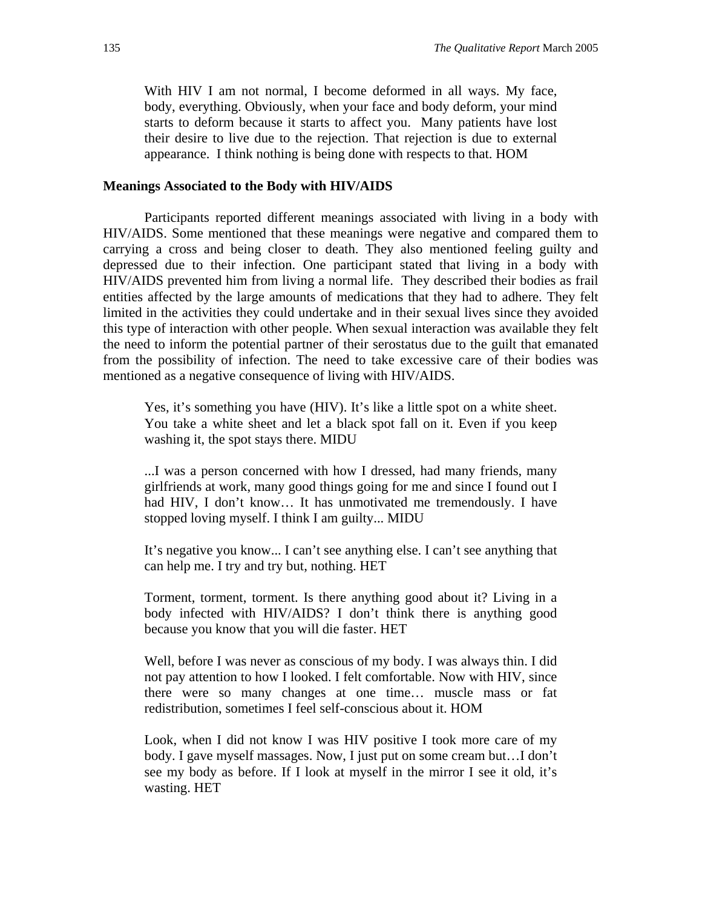> With HIV I am not normal, I become deformed in all ways. My face, body, everything. Obviously, when your face and body deform, your mind starts to deform because it starts to affect you. Many patients have lost their desire to live due to the rejection. That rejection is due to external appearance. I think nothing is being done with respects to that. HOM

### Meanings Associated to the Body with HIV/AIDS

Participants reported different meanings associated with living in a body with HIV/AIDS. Some mentioned that these meanings were negative and compared them to carrying a cross and being closer to death. They also mentioned feeling guilty and depressed due to their infection. One participant stated that living in a body with HIV/AIDS prevented him from living a normal life. They described their bodies as frail entities affected by the large amounts of medications that they had to adhere. They felt limited in the activities they could undertake and in their sexual lives since they avoided this type of interaction with other people. When sexual interaction was available they felt the need to inform the potential partner of their serostatus due to the guilt that emanated from the possibility of infection. The need to take excessive care of their bodies was mentioned as a negative consequence of living with HIV/AIDS.

> Yes, it's something you have (HIV). It's like a little spot on a white sheet. You take a white sheet and let a black spot fall on it. Even if you keep washing it, the spot stays there. MIDU

> ...I was a person concerned with how I dressed, had many friends, many girlfriends at work, many good things going for me and since I found out I had HIV, I don't know… It has unmotivated me tremendously. I have stopped loving myself. I think I am guilty... MIDU

> It's negative you know... I can't see anything else. I can't see anything that can help me. I try and try but, nothing. HET

> Torment, torment, torment. Is there anything good about it? Living in a body infected with HIV/AIDS? I don't think there is anything good because you know that you will die faster. HET

> Well, before I was never as conscious of my body. I was always thin. I did not pay attention to how I looked. I felt comfortable. Now with HIV, since there were so many changes at one time… muscle mass or fat redistribution, sometimes I feel self-conscious about it. HOM

> Look, when I did not know I was HIV positive I took more care of my body. I gave myself massages. Now, I just put on some cream but…I don't see my body as before. If I look at myself in the mirror I see it old, it's wasting. HET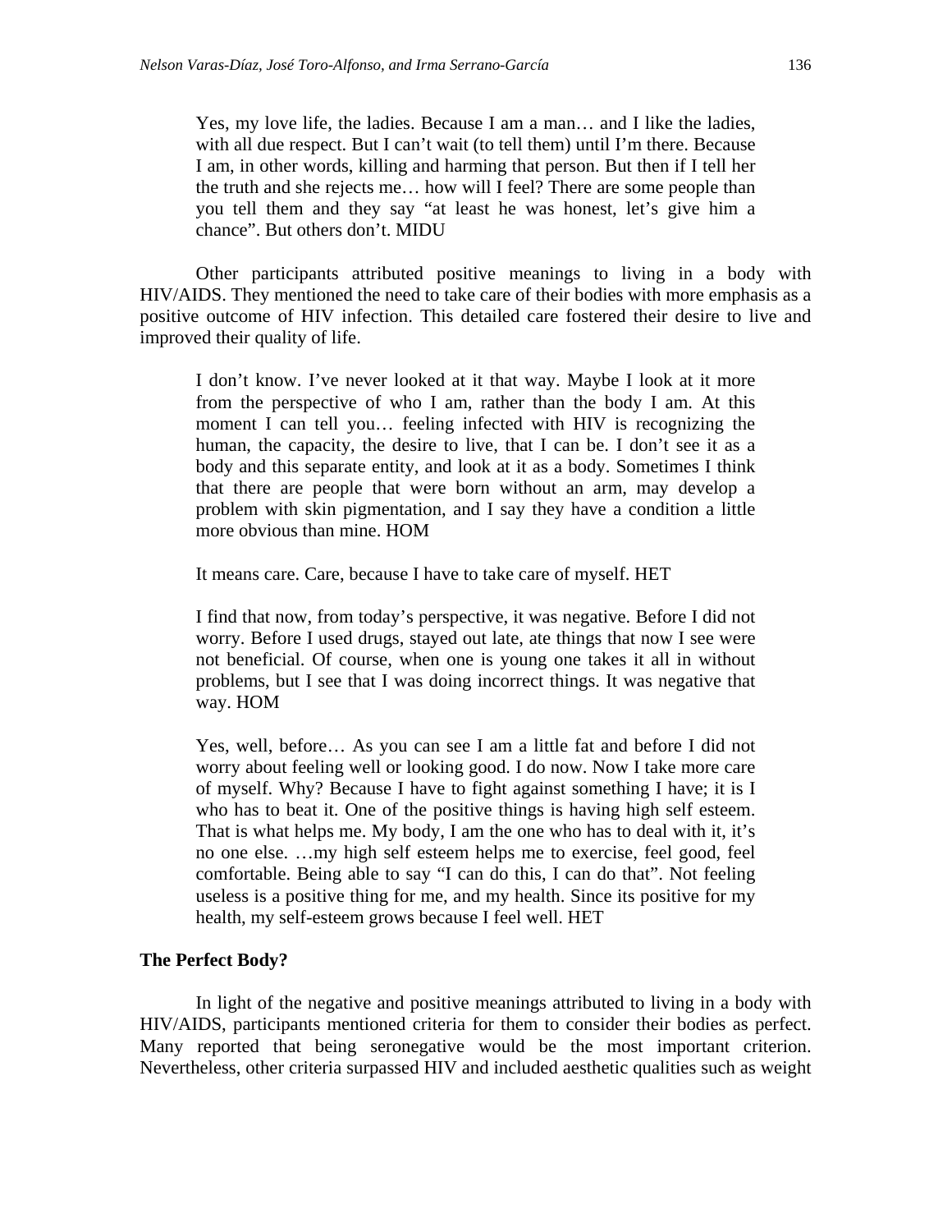> Yes, my love life, the ladies. Because I am a man… and I like the ladies, with all due respect. But I can't wait (to tell them) until I'm there. Because I am, in other words, killing and harming that person. But then if I tell her the truth and she rejects me… how will I feel? There are some people than you tell them and they say "at least he was honest, let's give him a chance". But others don't. MIDU

Other participants attributed positive meanings to living in a body with HIV/AIDS. They mentioned the need to take care of their bodies with more emphasis as a positive outcome of HIV infection. This detailed care fostered their desire to live and improved their quality of life.

> I don't know. I've never looked at it that way. Maybe I look at it more from the perspective of who I am, rather than the body I am. At this moment I can tell you… feeling infected with HIV is recognizing the human, the capacity, the desire to live, that I can be. I don't see it as a body and this separate entity, and look at it as a body. Sometimes I think that there are people that were born without an arm, may develop a problem with skin pigmentation, and I say they have a condition a little more obvious than mine. HOM

> It means care. Care, because I have to take care of myself. HET

> I find that now, from today's perspective, it was negative. Before I did not worry. Before I used drugs, stayed out late, ate things that now I see were not beneficial. Of course, when one is young one takes it all in without problems, but I see that I was doing incorrect things. It was negative that way. HOM

> Yes, well, before… As you can see I am a little fat and before I did not worry about feeling well or looking good. I do now. Now I take more care of myself. Why? Because I have to fight against something I have; it is I who has to beat it. One of the positive things is having high self esteem. That is what helps me. My body, I am the one who has to deal with it, it's no one else. …my high self esteem helps me to exercise, feel good, feel comfortable. Being able to say "I can do this, I can do that". Not feeling useless is a positive thing for me, and my health. Since its positive for my health, my self-esteem grows because I feel well. HET

**The Perfect Body?**

In light of the negative and positive meanings attributed to living in a body with HIV/AIDS, participants mentioned criteria for them to consider their bodies as perfect. Many reported that being seronegative would be the most important criterion. Nevertheless, other criteria surpassed HIV and included aesthetic qualities such as weight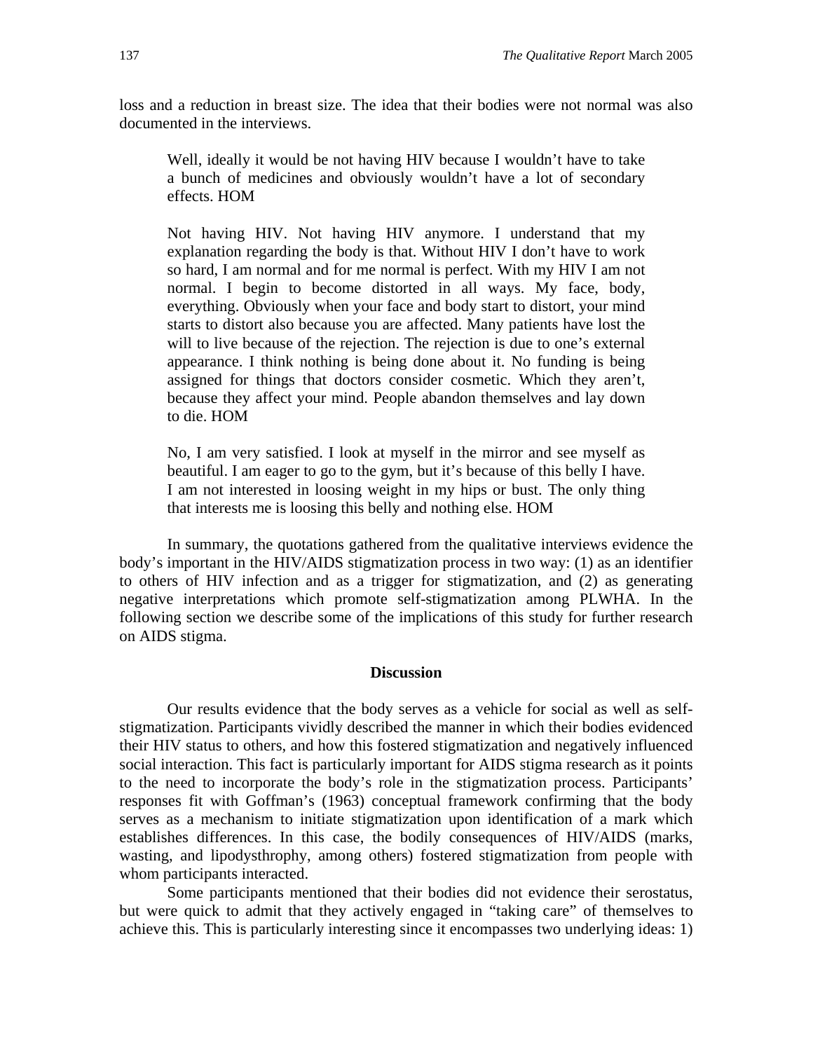loss and a reduction in breast size. The idea that their bodies were not normal was also documented in the interviews.

> Well, ideally it would be not having HIV because I wouldn't have to take a bunch of medicines and obviously wouldn't have a lot of secondary effects. HOM

> Not having HIV. Not having HIV anymore. I understand that my explanation regarding the body is that. Without HIV I don't have to work so hard, I am normal and for me normal is perfect. With my HIV I am not normal. I begin to become distorted in all ways. My face, body, everything. Obviously when your face and body start to distort, your mind starts to distort also because you are affected. Many patients have lost the will to live because of the rejection. The rejection is due to one's external appearance. I think nothing is being done about it. No funding is being assigned for things that doctors consider cosmetic. Which they aren't, because they affect your mind. People abandon themselves and lay down to die. HOM

> No, I am very satisfied. I look at myself in the mirror and see myself as beautiful. I am eager to go to the gym, but it's because of this belly I have. I am not interested in loosing weight in my hips or bust. The only thing that interests me is loosing this belly and nothing else. HOM

In summary, the quotations gathered from the qualitative interviews evidence the body's important in the HIV/AIDS stigmatization process in two way: (1) as an identifier to others of HIV infection and as a trigger for stigmatization, and (2) as generating negative interpretations which promote self-stigmatization among PLWHA. In the following section we describe some of the implications of this study for further research on AIDS stigma.

## Discussion

Our results evidence that the body serves as a vehicle for social as well as self-stigmatization. Participants vividly described the manner in which their bodies evidenced their HIV status to others, and how this fostered stigmatization and negatively influenced social interaction. This fact is particularly important for AIDS stigma research as it points to the need to incorporate the body's role in the stigmatization process. Participants' responses fit with Goffman's (1963) conceptual framework confirming that the body serves as a mechanism to initiate stigmatization upon identification of a mark which establishes differences. In this case, the bodily consequences of HIV/AIDS (marks, wasting, and lipodysthrophy, among others) fostered stigmatization from people with whom participants interacted.

Some participants mentioned that their bodies did not evidence their serostatus, but were quick to admit that they actively engaged in "taking care" of themselves to achieve this. This is particularly interesting since it encompasses two underlying ideas: 1)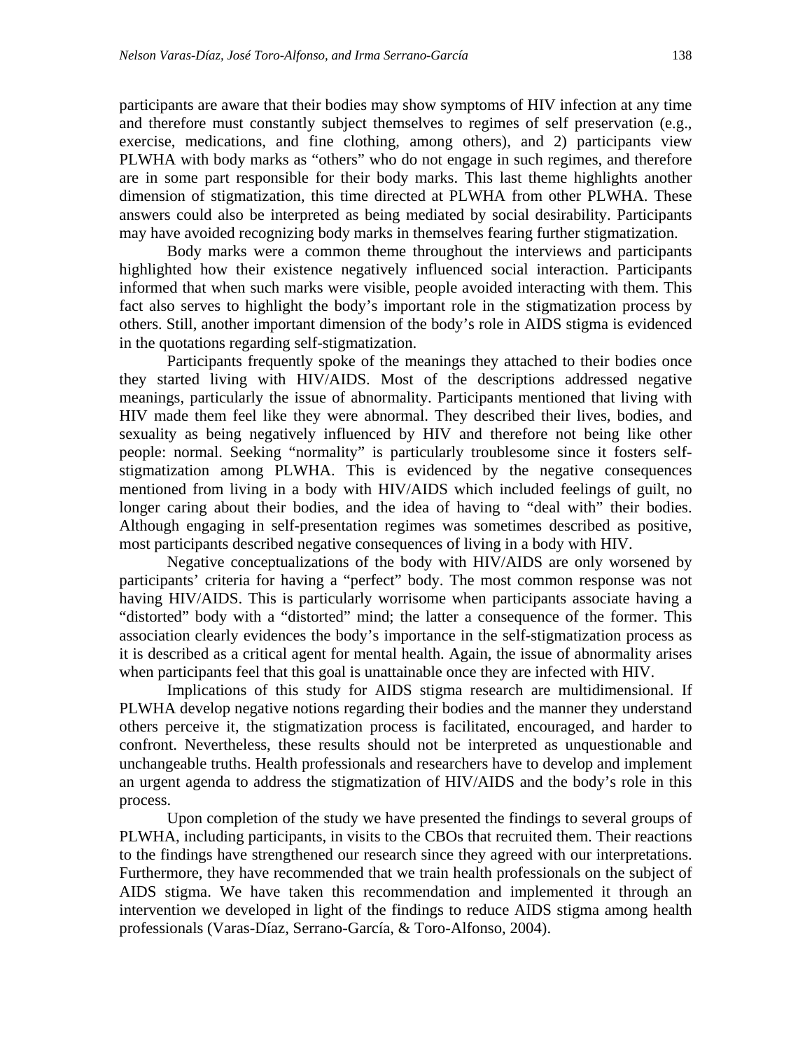participants are aware that their bodies may show symptoms of HIV infection at any time and therefore must constantly subject themselves to regimes of self preservation (e.g., exercise, medications, and fine clothing, among others), and 2) participants view PLWHA with body marks as "others" who do not engage in such regimes, and therefore are in some part responsible for their body marks. This last theme highlights another dimension of stigmatization, this time directed at PLWHA from other PLWHA. These answers could also be interpreted as being mediated by social desirability. Participants may have avoided recognizing body marks in themselves fearing further stigmatization.

Body marks were a common theme throughout the interviews and participants highlighted how their existence negatively influenced social interaction. Participants informed that when such marks were visible, people avoided interacting with them. This fact also serves to highlight the body's important role in the stigmatization process by others. Still, another important dimension of the body's role in AIDS stigma is evidenced in the quotations regarding self-stigmatization.

Participants frequently spoke of the meanings they attached to their bodies once they started living with HIV/AIDS. Most of the descriptions addressed negative meanings, particularly the issue of abnormality. Participants mentioned that living with HIV made them feel like they were abnormal. They described their lives, bodies, and sexuality as being negatively influenced by HIV and therefore not being like other people: normal. Seeking "normality" is particularly troublesome since it fosters self-stigmatization among PLWHA. This is evidenced by the negative consequences mentioned from living in a body with HIV/AIDS which included feelings of guilt, no longer caring about their bodies, and the idea of having to "deal with" their bodies. Although engaging in self-presentation regimes was sometimes described as positive, most participants described negative consequences of living in a body with HIV.

Negative conceptualizations of the body with HIV/AIDS are only worsened by participants' criteria for having a "perfect" body. The most common response was not having HIV/AIDS. This is particularly worrisome when participants associate having a "distorted" body with a "distorted" mind; the latter a consequence of the former. This association clearly evidences the body's importance in the self-stigmatization process as it is described as a critical agent for mental health. Again, the issue of abnormality arises when participants feel that this goal is unattainable once they are infected with HIV.

Implications of this study for AIDS stigma research are multidimensional. If PLWHA develop negative notions regarding their bodies and the manner they understand others perceive it, the stigmatization process is facilitated, encouraged, and harder to confront. Nevertheless, these results should not be interpreted as unquestionable and unchangeable truths. Health professionals and researchers have to develop and implement an urgent agenda to address the stigmatization of HIV/AIDS and the body's role in this process.

Upon completion of the study we have presented the findings to several groups of PLWHA, including participants, in visits to the CBOs that recruited them. Their reactions to the findings have strengthened our research since they agreed with our interpretations. Furthermore, they have recommended that we train health professionals on the subject of AIDS stigma. We have taken this recommendation and implemented it through an intervention we developed in light of the findings to reduce AIDS stigma among health professionals (Varas-Díaz, Serrano-García, & Toro-Alfonso, 2004).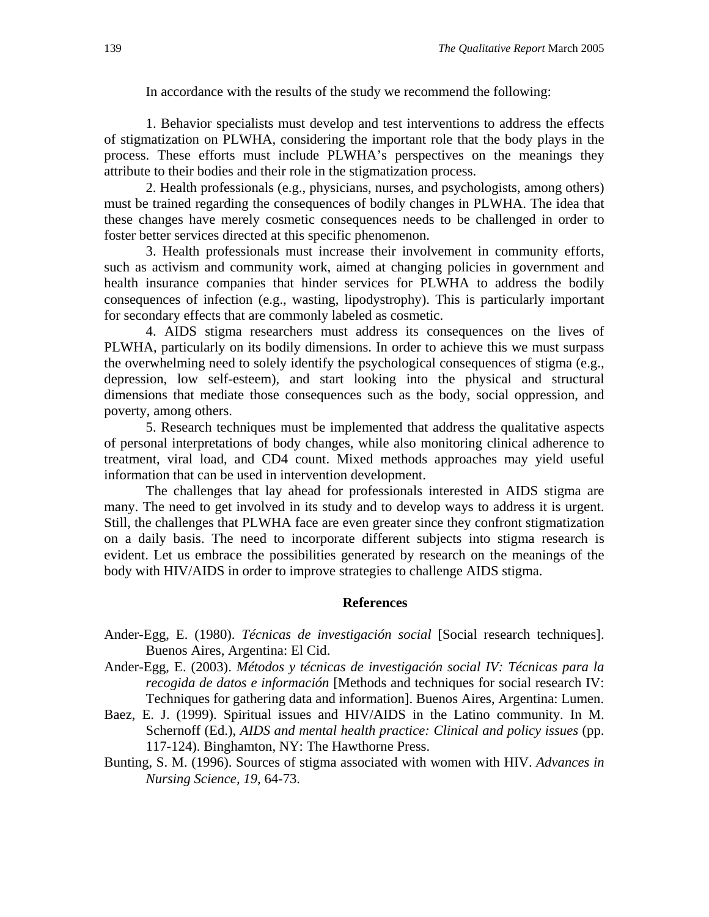In accordance with the results of the study we recommend the following:

1. Behavior specialists must develop and test interventions to address the effects of stigmatization on PLWHA, considering the important role that the body plays in the process. These efforts must include PLWHA's perspectives on the meanings they attribute to their bodies and their role in the stigmatization process.

2. Health professionals (e.g., physicians, nurses, and psychologists, among others) must be trained regarding the consequences of bodily changes in PLWHA. The idea that these changes have merely cosmetic consequences needs to be challenged in order to foster better services directed at this specific phenomenon.

3. Health professionals must increase their involvement in community efforts, such as activism and community work, aimed at changing policies in government and health insurance companies that hinder services for PLWHA to address the bodily consequences of infection (e.g., wasting, lipodystrophy). This is particularly important for secondary effects that are commonly labeled as cosmetic.

4. AIDS stigma researchers must address its consequences on the lives of PLWHA, particularly on its bodily dimensions. In order to achieve this we must surpass the overwhelming need to solely identify the psychological consequences of stigma (e.g., depression, low self-esteem), and start looking into the physical and structural dimensions that mediate those consequences such as the body, social oppression, and poverty, among others.

5. Research techniques must be implemented that address the qualitative aspects of personal interpretations of body changes, while also monitoring clinical adherence to treatment, viral load, and CD4 count. Mixed methods approaches may yield useful information that can be used in intervention development.

The challenges that lay ahead for professionals interested in AIDS stigma are many. The need to get involved in its study and to develop ways to address it is urgent. Still, the challenges that PLWHA face are even greater since they confront stigmatization on a daily basis. The need to incorporate different subjects into stigma research is evident. Let us embrace the possibilities generated by research on the meanings of the body with HIV/AIDS in order to improve strategies to challenge AIDS stigma.

## References

Ander-Egg, E. (1980). *Técnicas de investigación social* [Social research techniques]. Buenos Aires, Argentina: El Cid.

Ander-Egg, E. (2003). *Métodos y técnicas de investigación social IV: Técnicas para la recogida de datos e información* [Methods and techniques for social research IV: Techniques for gathering data and information]. Buenos Aires, Argentina: Lumen.

Baez, E. J. (1999). Spiritual issues and HIV/AIDS in the Latino community. In M. Schernoff (Ed.), *AIDS and mental health practice: Clinical and policy issues* (pp. 117-124). Binghamton, NY: The Hawthorne Press.

Bunting, S. M. (1996). Sources of stigma associated with women with HIV. *Advances in Nursing Science, 19*, 64-73.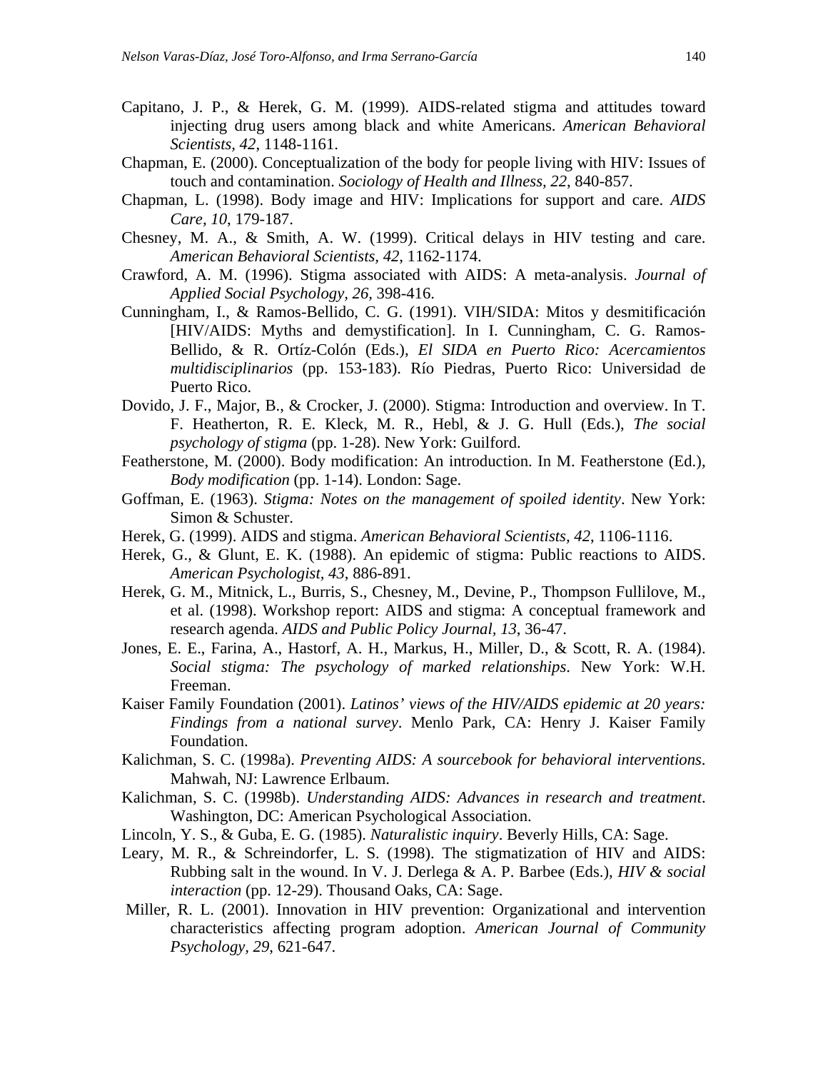Capitano, J. P., & Herek, G. M. (1999). AIDS-related stigma and attitudes toward injecting drug users among black and white Americans. *American Behavioral Scientists, 42*, 1148-1161.

Chapman, E. (2000). Conceptualization of the body for people living with HIV: Issues of touch and contamination. *Sociology of Health and Illness, 22*, 840-857.

Chapman, L. (1998). Body image and HIV: Implications for support and care. *AIDS Care, 10*, 179-187.

Chesney, M. A., & Smith, A. W. (1999). Critical delays in HIV testing and care. *American Behavioral Scientists, 42*, 1162-1174.

Crawford, A. M. (1996). Stigma associated with AIDS: A meta-analysis. *Journal of Applied Social Psychology, 26*, 398-416.

Cunningham, I., & Ramos-Bellido, C. G. (1991). VIH/SIDA: Mitos y desmitificación [HIV/AIDS: Myths and demystification]. In I. Cunningham, C. G. Ramos-Bellido, & R. Ortíz-Colón (Eds.), *El SIDA en Puerto Rico: Acercamientos multidisciplinarios* (pp. 153-183). Río Piedras, Puerto Rico: Universidad de Puerto Rico.

Dovido, J. F., Major, B., & Crocker, J. (2000). Stigma: Introduction and overview. In T. F. Heatherton, R. E. Kleck, M. R., Hebl, & J. G. Hull (Eds.), *The social psychology of stigma* (pp. 1-28). New York: Guilford.

Featherstone, M. (2000). Body modification: An introduction. In M. Featherstone (Ed.), *Body modification* (pp. 1-14). London: Sage.

Goffman, E. (1963). *Stigma: Notes on the management of spoiled identity*. New York: Simon & Schuster.

Herek, G. (1999). AIDS and stigma. *American Behavioral Scientists, 42*, 1106-1116.

Herek, G., & Glunt, E. K. (1988). An epidemic of stigma: Public reactions to AIDS. *American Psychologist, 43*, 886-891.

Herek, G. M., Mitnick, L., Burris, S., Chesney, M., Devine, P., Thompson Fullilove, M., et al. (1998). Workshop report: AIDS and stigma: A conceptual framework and research agenda. *AIDS and Public Policy Journal, 13*, 36-47.

Jones, E. E., Farina, A., Hastorf, A. H., Markus, H., Miller, D., & Scott, R. A. (1984). *Social stigma: The psychology of marked relationships*. New York: W.H. Freeman.

Kaiser Family Foundation (2001). *Latinos' views of the HIV/AIDS epidemic at 20 years: Findings from a national survey*. Menlo Park, CA: Henry J. Kaiser Family Foundation.

Kalichman, S. C. (1998a). *Preventing AIDS: A sourcebook for behavioral interventions*. Mahwah, NJ: Lawrence Erlbaum.

Kalichman, S. C. (1998b). *Understanding AIDS: Advances in research and treatment*. Washington, DC: American Psychological Association.

Lincoln, Y. S., & Guba, E. G. (1985). *Naturalistic inquiry*. Beverly Hills, CA: Sage.

Leary, M. R., & Schreindorfer, L. S. (1998). The stigmatization of HIV and AIDS: Rubbing salt in the wound. In V. J. Derlega & A. P. Barbee (Eds.), *HIV & social interaction* (pp. 12-29). Thousand Oaks, CA: Sage.

Miller, R. L. (2001). Innovation in HIV prevention: Organizational and intervention characteristics affecting program adoption. *American Journal of Community Psychology, 29*, 621-647.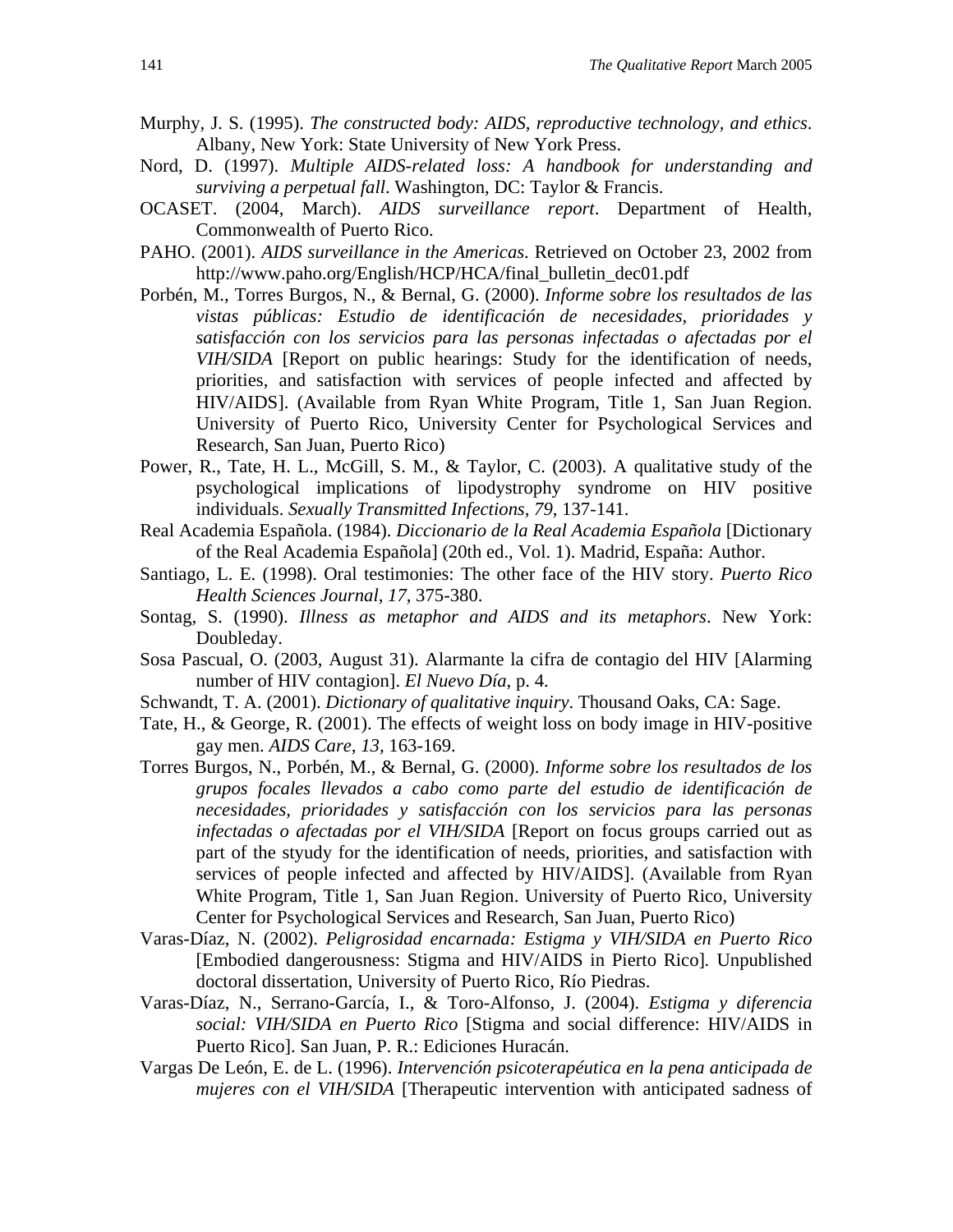Murphy, J. S. (1995). *The constructed body: AIDS, reproductive technology, and ethics*. Albany, New York: State University of New York Press.

Nord, D. (1997). *Multiple AIDS-related loss: A handbook for understanding and surviving a perpetual fall*. Washington, DC: Taylor & Francis.

OCASET. (2004, March). *AIDS surveillance report*. Department of Health, Commonwealth of Puerto Rico.

PAHO. (2001). *AIDS surveillance in the Americas*. Retrieved on October 23, 2002 from http://www.paho.org/English/HCP/HCA/final_bulletin_dec01.pdf

Porbén, M., Torres Burgos, N., & Bernal, G. (2000). *Informe sobre los resultados de las vistas públicas: Estudio de identificación de necesidades, prioridades y satisfacción con los servicios para las personas infectadas o afectadas por el VIH/SIDA* [Report on public hearings: Study for the identification of needs, priorities, and satisfaction with services of people infected and affected by HIV/AIDS]. (Available from Ryan White Program, Title 1, San Juan Region. University of Puerto Rico, University Center for Psychological Services and Research, San Juan, Puerto Rico)

Power, R., Tate, H. L., McGill, S. M., & Taylor, C. (2003). A qualitative study of the psychological implications of lipodystrophy syndrome on HIV positive individuals. *Sexually Transmitted Infections, 79*, 137-141.

Real Academia Española. (1984). *Diccionario de la Real Academia Española* [Dictionary of the Real Academia Española] (20th ed., Vol. 1). Madrid, España: Author.

Santiago, L. E. (1998). Oral testimonies: The other face of the HIV story. *Puerto Rico Health Sciences Journal, 17*, 375-380.

Sontag, S. (1990). *Illness as metaphor and AIDS and its metaphors*. New York: Doubleday.

Sosa Pascual, O. (2003, August 31). Alarmante la cifra de contagio del HIV [Alarming number of HIV contagion]. *El Nuevo Día*, p. 4.

Schwandt, T. A. (2001). *Dictionary of qualitative inquiry*. Thousand Oaks, CA: Sage.

Tate, H., & George, R. (2001). The effects of weight loss on body image in HIV-positive gay men. *AIDS Care, 13,* 163-169.

Torres Burgos, N., Porbén, M., & Bernal, G. (2000). *Informe sobre los resultados de los grupos focales llevados a cabo como parte del estudio de identificación de necesidades, prioridades y satisfacción con los servicios para las personas infectadas o afectadas por el VIH/SIDA* [Report on focus groups carried out as part of the styudy for the identification of needs, priorities, and satisfaction with services of people infected and affected by HIV/AIDS]. (Available from Ryan White Program, Title 1, San Juan Region. University of Puerto Rico, University Center for Psychological Services and Research, San Juan, Puerto Rico)

Varas-Díaz, N. (2002). *Peligrosidad encarnada: Estigma y VIH/SIDA en Puerto Rico* [Embodied dangerousness: Stigma and HIV/AIDS in Pierto Rico]. Unpublished doctoral dissertation, University of Puerto Rico, Río Piedras.

Varas-Díaz, N., Serrano-García, I., & Toro-Alfonso, J. (2004). *Estigma y diferencia social: VIH/SIDA en Puerto Rico* [Stigma and social difference: HIV/AIDS in Puerto Rico]. San Juan, P. R.: Ediciones Huracán.

Vargas De León, E. de L. (1996). *Intervención psicoterapéutica en la pena anticipada de mujeres con el VIH/SIDA* [Therapeutic intervention with anticipated sadness of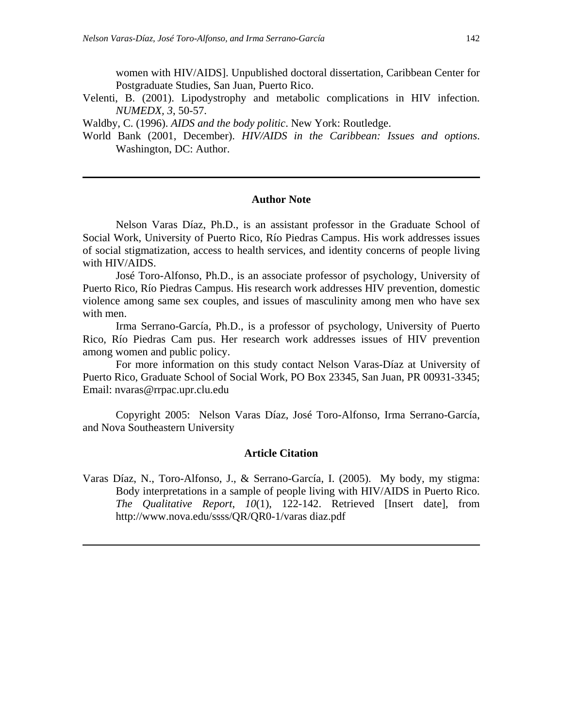women with HIV/AIDS]. Unpublished doctoral dissertation, Caribbean Center for Postgraduate Studies, San Juan, Puerto Rico.

Velenti, B. (2001). Lipodystrophy and metabolic complications in HIV infection. *NUMEDX*, *3*, 50-57.

Waldby, C. (1996). *AIDS and the body politic*. New York: Routledge.

World Bank (2001, December). *HIV/AIDS in the Caribbean: Issues and options*. Washington, DC: Author.

---

## Author Note

Nelson Varas Díaz, Ph.D., is an assistant professor in the Graduate School of Social Work, University of Puerto Rico, Río Piedras Campus. His work addresses issues of social stigmatization, access to health services, and identity concerns of people living with HIV/AIDS.

José Toro-Alfonso, Ph.D., is an associate professor of psychology, University of Puerto Rico, Río Piedras Campus. His research work addresses HIV prevention, domestic violence among same sex couples, and issues of masculinity among men who have sex with men.

Irma Serrano-García, Ph.D., is a professor of psychology, University of Puerto Rico, Río Piedras Cam pus. Her research work addresses issues of HIV prevention among women and public policy.

For more information on this study contact Nelson Varas-Díaz at University of Puerto Rico, Graduate School of Social Work, PO Box 23345, San Juan, PR 00931-3345; Email: nvaras@rrpac.upr.clu.edu

Copyright 2005: Nelson Varas Díaz, José Toro-Alfonso, Irma Serrano-García, and Nova Southeastern University

## Article Citation

Varas Díaz, N., Toro-Alfonso, J., & Serrano-García, I. (2005). My body, my stigma: Body interpretations in a sample of people living with HIV/AIDS in Puerto Rico. *The Qualitative Report*, *10*(1), 122-142. Retrieved [Insert date], from http://www.nova.edu/ssss/QR/QR0-1/varas diaz.pdf

---